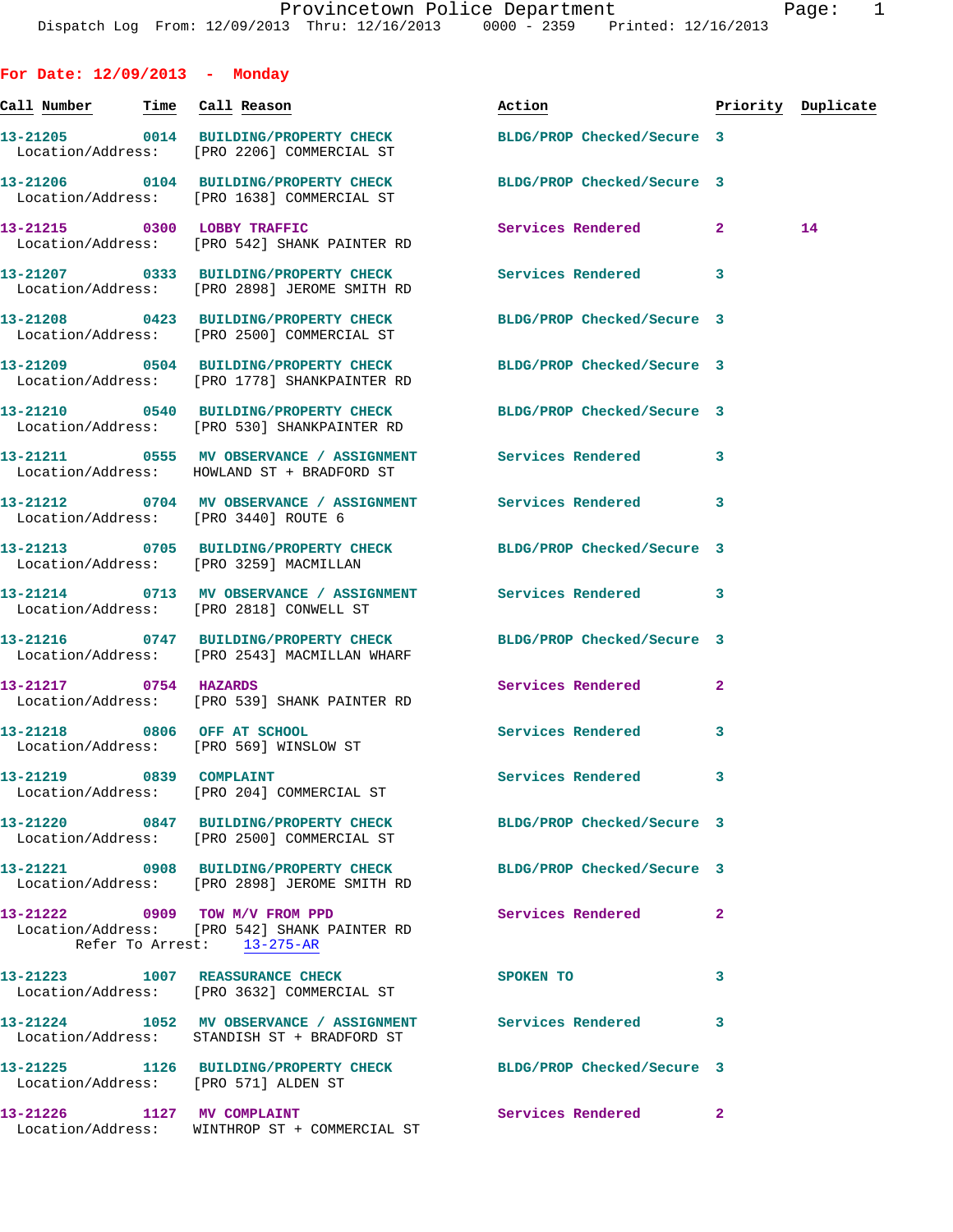## For Date: 12/09/2013 - Monday

| Call Number | Time | Call Reason | Action | Priority | Duplicate |
|---|---|---|---|---|---|
| 13-21205 | 0014 | BUILDING/PROPERTY CHECK<br>Location/Address: [PRO 2206] COMMERCIAL ST | BLDG/PROP Checked/Secure | 3 | |
| 13-21206 | 0104 | BUILDING/PROPERTY CHECK<br>Location/Address: [PRO 1638] COMMERCIAL ST | BLDG/PROP Checked/Secure | 3 | |
| 13-21215 | 0300 | LOBBY TRAFFIC<br>Location/Address: [PRO 542] SHANK PAINTER RD | Services Rendered | 2 | 14 |
| 13-21207 | 0333 | BUILDING/PROPERTY CHECK<br>Location/Address: [PRO 2898] JEROME SMITH RD | Services Rendered | 3 | |
| 13-21208 | 0423 | BUILDING/PROPERTY CHECK<br>Location/Address: [PRO 2500] COMMERCIAL ST | BLDG/PROP Checked/Secure | 3 | |
| 13-21209 | 0504 | BUILDING/PROPERTY CHECK<br>Location/Address: [PRO 1778] SHANKPAINTER RD | BLDG/PROP Checked/Secure | 3 | |
| 13-21210 | 0540 | BUILDING/PROPERTY CHECK<br>Location/Address: [PRO 530] SHANKPAINTER RD | BLDG/PROP Checked/Secure | 3 | |
| 13-21211 | 0555 | MV OBSERVATION / ASSIGNMENT<br>Location/Address: HOWLAND ST + BRADFORD ST | Services Rendered | 3 | |
| 13-21212 | 0704 | MV OBSERVATION / ASSIGNMENT<br>Location/Address: [PRO 3440] ROUTE 6 | Services Rendered | 3 | |
| 13-21213 | 0705 | BUILDING/PROPERTY CHECK<br>Location/Address: [PRO 3259] MACMILLAN | BLDG/PROP Checked/Secure | 3 | |
| 13-21214 | 0713 | MV OBSERVATION / ASSIGNMENT<br>Location/Address: [PRO 2818] CONWELL ST | Services Rendered | 3 | |
| 13-21216 | 0747 | BUILDING/PROPERTY CHECK<br>Location/Address: [PRO 2543] MACMILLAN WHARF | BLDG/PROP Checked/Secure | 3 | |
| 13-21217 | 0754 | HAZARDS<br>Location/Address: [PRO 539] SHANK PAINTER RD | Services Rendered | 2 | |
| 13-21218 | 0806 | OFF AT SCHOOL<br>Location/Address: [PRO 569] WINSLOW ST | Services Rendered | 3 | |
| 13-21219 | 0839 | COMPLAINT<br>Location/Address: [PRO 204] COMMERCIAL ST | Services Rendered | 3 | |
| 13-21220 | 0847 | BUILDING/PROPERTY CHECK<br>Location/Address: [PRO 2500] COMMERCIAL ST | BLDG/PROP Checked/Secure | 3 | |
| 13-21221 | 0908 | BUILDING/PROPERTY CHECK<br>Location/Address: [PRO 2898] JEROME SMITH RD | BLDG/PROP Checked/Secure | 3 | |
| 13-21222 | 0909 | TOW M/V FROM PPD<br>Location/Address: [PRO 542] SHANK PAINTER RD<br>Refer To Arrest: 13-275-AR | Services Rendered | 2 | |
| 13-21223 | 1007 | REASSURANCE CHECK<br>Location/Address: [PRO 3632] COMMERCIAL ST | SPOKEN TO | 3 | |
| 13-21224 | 1052 | MV OBSERVATION / ASSIGNMENT<br>Location/Address: STANDISH ST + BRADFORD ST | Services Rendered | 3 | |
| 13-21225 | 1126 | BUILDING/PROPERTY CHECK<br>Location/Address: [PRO 571] ALDEN ST | BLDG/PROP Checked/Secure | 3 | |
| 13-21226 | 1127 | MV COMPLAINT<br>Location/Address: WINTHROP ST + COMMERCIAL ST | Services Rendered | 2 | |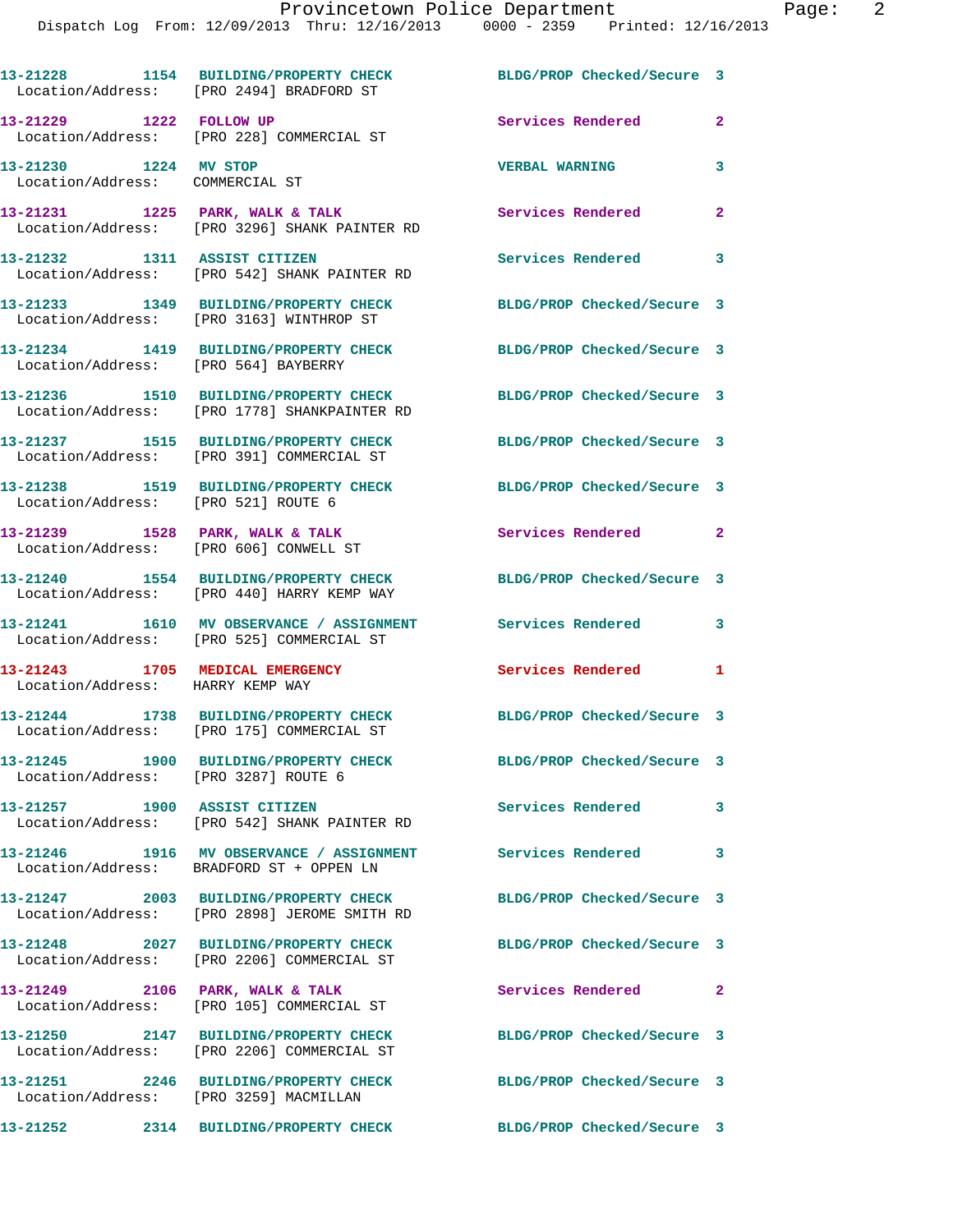| Call # | Time | Call Reason | Action | Priority |
|---|---|---|---|---|
| 13-21228 | 1154 | BUILDING/PROPERTY CHECK | BLDG/PROP Checked/Secure | 3 |
| Location/Address: | [PRO 2494] BRADFORD ST | | | |
| 13-21229 | 1222 | FOLLOW UP | Services Rendered | 2 |
| Location/Address: | [PRO 228] COMMERCIAL ST | | | |
| 13-21230 | 1224 | MV STOP | VERBAL WARNING | 3 |
| Location/Address: | COMMERCIAL ST | | | |
| 13-21231 | 1225 | PARK, WALK & TALK | Services Rendered | 2 |
| Location/Address: | [PRO 3296] SHANK PAINTER RD | | | |
| 13-21232 | 1311 | ASSIST CITIZEN | Services Rendered | 3 |
| Location/Address: | [PRO 542] SHANK PAINTER RD | | | |
| 13-21233 | 1349 | BUILDING/PROPERTY CHECK | BLDG/PROP Checked/Secure | 3 |
| Location/Address: | [PRO 3163] WINTHROP ST | | | |
| 13-21234 | 1419 | BUILDING/PROPERTY CHECK | BLDG/PROP Checked/Secure | 3 |
| Location/Address: | [PRO 564] BAYBERRY | | | |
| 13-21236 | 1510 | BUILDING/PROPERTY CHECK | BLDG/PROP Checked/Secure | 3 |
| Location/Address: | [PRO 1778] SHANKPAINTER RD | | | |
| 13-21237 | 1515 | BUILDING/PROPERTY CHECK | BLDG/PROP Checked/Secure | 3 |
| Location/Address: | [PRO 391] COMMERCIAL ST | | | |
| 13-21238 | 1519 | BUILDING/PROPERTY CHECK | BLDG/PROP Checked/Secure | 3 |
| Location/Address: | [PRO 521] ROUTE 6 | | | |
| 13-21239 | 1528 | PARK, WALK & TALK | Services Rendered | 2 |
| Location/Address: | [PRO 606] CONWELL ST | | | |
| 13-21240 | 1554 | BUILDING/PROPERTY CHECK | BLDG/PROP Checked/Secure | 3 |
| Location/Address: | [PRO 440] HARRY KEMP WAY | | | |
| 13-21241 | 1610 | MV OBSERVANCE / ASSIGNMENT | Services Rendered | 3 |
| Location/Address: | [PRO 525] COMMERCIAL ST | | | |
| 13-21243 | 1705 | MEDICAL EMERGENCY | Services Rendered | 1 |
| Location/Address: | HARRY KEMP WAY | | | |
| 13-21244 | 1738 | BUILDING/PROPERTY CHECK | BLDG/PROP Checked/Secure | 3 |
| Location/Address: | [PRO 175] COMMERCIAL ST | | | |
| 13-21245 | 1900 | BUILDING/PROPERTY CHECK | BLDG/PROP Checked/Secure | 3 |
| Location/Address: | [PRO 3287] ROUTE 6 | | | |
| 13-21257 | 1900 | ASSIST CITIZEN | Services Rendered | 3 |
| Location/Address: | [PRO 542] SHANK PAINTER RD | | | |
| 13-21246 | 1916 | MV OBSERVANCE / ASSIGNMENT | Services Rendered | 3 |
| Location/Address: | BRADFORD ST + OPPEN LN | | | |
| 13-21247 | 2003 | BUILDING/PROPERTY CHECK | BLDG/PROP Checked/Secure | 3 |
| Location/Address: | [PRO 2898] JEROME SMITH RD | | | |
| 13-21248 | 2027 | BUILDING/PROPERTY CHECK | BLDG/PROP Checked/Secure | 3 |
| Location/Address: | [PRO 2206] COMMERCIAL ST | | | |
| 13-21249 | 2106 | PARK, WALK & TALK | Services Rendered | 2 |
| Location/Address: | [PRO 105] COMMERCIAL ST | | | |
| 13-21250 | 2147 | BUILDING/PROPERTY CHECK | BLDG/PROP Checked/Secure | 3 |
| Location/Address: | [PRO 2206] COMMERCIAL ST | | | |
| 13-21251 | 2246 | BUILDING/PROPERTY CHECK | BLDG/PROP Checked/Secure | 3 |
| Location/Address: | [PRO 3259] MACMILLAN | | | |
| 13-21252 | 2314 | BUILDING/PROPERTY CHECK | BLDG/PROP Checked/Secure | 3 |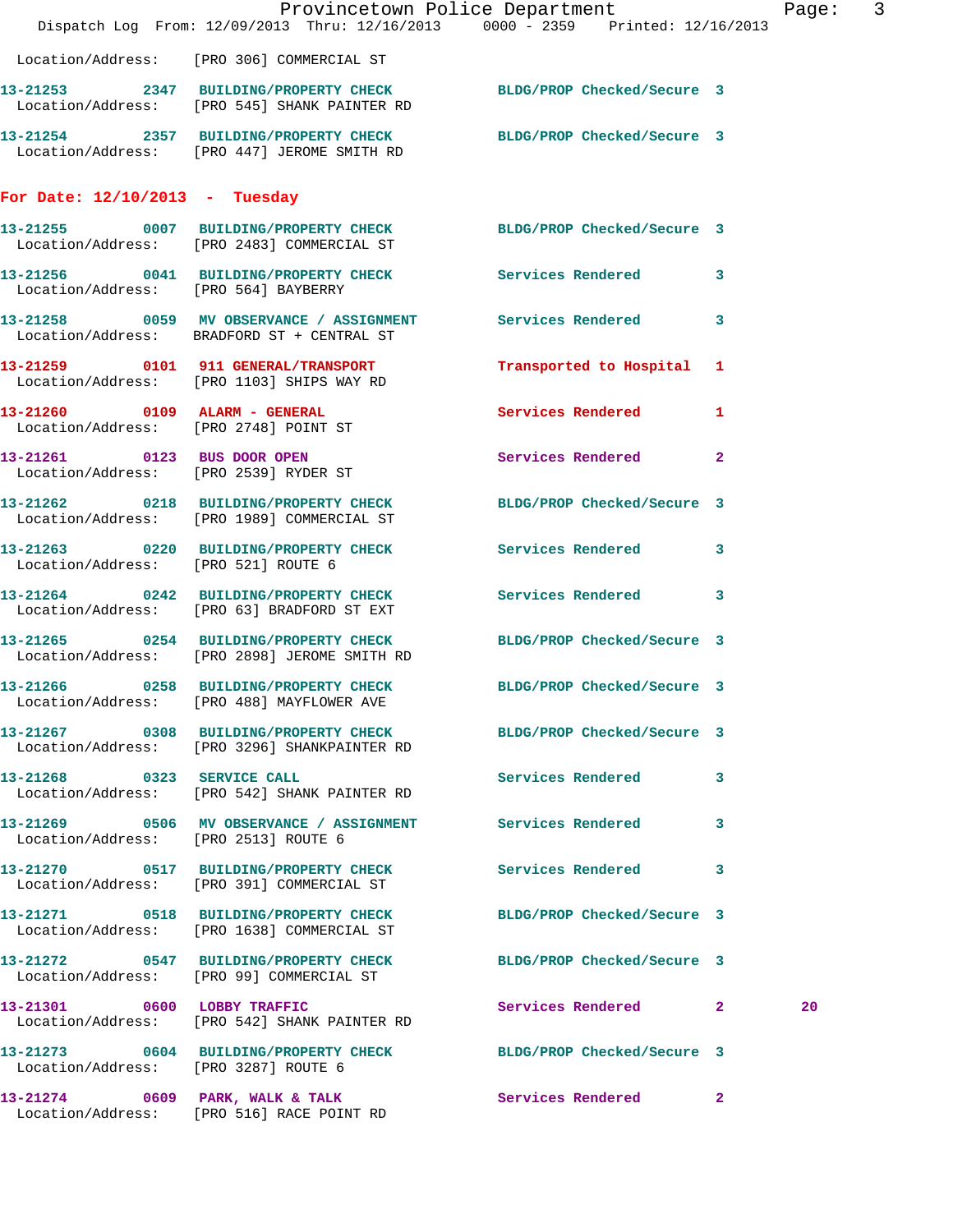Location/Address: [PRO 306] COMMERCIAL ST

13-21253 2347 BUILDING/PROPERTY CHECK BLDG/PROP Checked/Secure 3
Location/Address: [PRO 545] SHANK PAINTER RD

13-21254 2357 BUILDING/PROPERTY CHECK BLDG/PROP Checked/Secure 3
Location/Address: [PRO 447] JEROME SMITH RD

**For Date: 12/10/2013 - Tuesday**

13-21255 0007 BUILDING/PROPERTY CHECK BLDG/PROP Checked/Secure 3
Location/Address: [PRO 2483] COMMERCIAL ST

13-21256 0041 BUILDING/PROPERTY CHECK Services Rendered 3
Location/Address: [PRO 564] BAYBERRY

13-21258 0059 MV OBSERVANCE / ASSIGNMENT Services Rendered 3
Location/Address: BRADFORD ST + CENTRAL ST

13-21259 0101 911 GENERAL/TRANSPORT Transported to Hospital 1
Location/Address: [PRO 1103] SHIPS WAY RD

13-21260 0109 ALARM - GENERAL Services Rendered 1
Location/Address: [PRO 2748] POINT ST

13-21261 0123 BUS DOOR OPEN Services Rendered 2
Location/Address: [PRO 2539] RYDER ST

13-21262 0218 BUILDING/PROPERTY CHECK BLDG/PROP Checked/Secure 3
Location/Address: [PRO 1989] COMMERCIAL ST

13-21263 0220 BUILDING/PROPERTY CHECK Services Rendered 3
Location/Address: [PRO 521] ROUTE 6

13-21264 0242 BUILDING/PROPERTY CHECK Services Rendered 3
Location/Address: [PRO 63] BRADFORD ST EXT

13-21265 0254 BUILDING/PROPERTY CHECK BLDG/PROP Checked/Secure 3
Location/Address: [PRO 2898] JEROME SMITH RD

13-21266 0258 BUILDING/PROPERTY CHECK BLDG/PROP Checked/Secure 3
Location/Address: [PRO 488] MAYFLOWER AVE

13-21267 0308 BUILDING/PROPERTY CHECK BLDG/PROP Checked/Secure 3
Location/Address: [PRO 3296] SHANKPAINTER RD

13-21268 0323 SERVICE CALL Services Rendered 3
Location/Address: [PRO 542] SHANK PAINTER RD

13-21269 0506 MV OBSERVANCE / ASSIGNMENT Services Rendered 3
Location/Address: [PRO 2513] ROUTE 6

13-21270 0517 BUILDING/PROPERTY CHECK Services Rendered 3
Location/Address: [PRO 391] COMMERCIAL ST

13-21271 0518 BUILDING/PROPERTY CHECK BLDG/PROP Checked/Secure 3
Location/Address: [PRO 1638] COMMERCIAL ST

13-21272 0547 BUILDING/PROPERTY CHECK BLDG/PROP Checked/Secure 3
Location/Address: [PRO 99] COMMERCIAL ST

13-21301 0600 LOBBY TRAFFIC Services Rendered 2 20
Location/Address: [PRO 542] SHANK PAINTER RD

13-21273 0604 BUILDING/PROPERTY CHECK BLDG/PROP Checked/Secure 3
Location/Address: [PRO 3287] ROUTE 6

13-21274 0609 PARK, WALK & TALK Services Rendered 2
Location/Address: [PRO 516] RACE POINT RD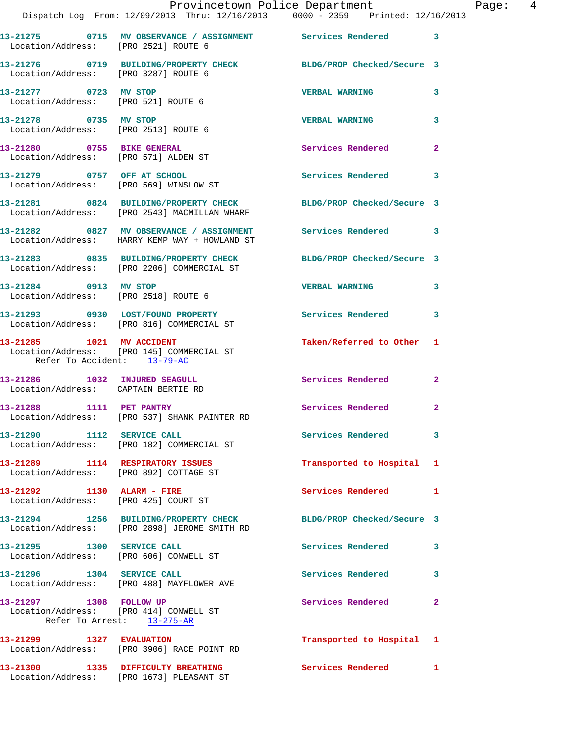13-21275 0715 MV OBSERVATION / ASSIGNMENT Services Rendered 3
Location/Address: [PRO 2521] ROUTE 6

13-21276 0719 BUILDING/PROPERTY CHECK BLDG/PROP Checked/Secure 3
Location/Address: [PRO 3287] ROUTE 6

13-21277 0723 MV STOP VERBAL WARNING 3
Location/Address: [PRO 521] ROUTE 6

13-21278 0735 MV STOP VERBAL WARNING 3
Location/Address: [PRO 2513] ROUTE 6

13-21280 0755 BIKE GENERAL Services Rendered 2
Location/Address: [PRO 571] ALDEN ST

13-21279 0757 OFF AT SCHOOL Services Rendered 3
Location/Address: [PRO 569] WINSLOW ST

13-21281 0824 BUILDING/PROPERTY CHECK BLDG/PROP Checked/Secure 3
Location/Address: [PRO 2543] MACMILLAN WHARF

13-21282 0827 MV OBSERVATION / ASSIGNMENT Services Rendered 3
Location/Address: HARRY KEMP WAY + HOWLAND ST

13-21283 0835 BUILDING/PROPERTY CHECK BLDG/PROP Checked/Secure 3
Location/Address: [PRO 2206] COMMERCIAL ST

13-21284 0913 MV STOP VERBAL WARNING 3
Location/Address: [PRO 2518] ROUTE 6

13-21293 0930 LOST/FOUND PROPERTY Services Rendered 3
Location/Address: [PRO 816] COMMERCIAL ST

13-21285 1021 MV ACCIDENT Taken/Referred to Other 1
Location/Address: [PRO 145] COMMERCIAL ST
Refer To Accident: 13-79-AC

13-21286 1032 INJURED SEAGULL Services Rendered 2
Location/Address: CAPTAIN BERTIE RD

13-21288 1111 PET PANTRY Services Rendered 2
Location/Address: [PRO 537] SHANK PAINTER RD

13-21290 1112 SERVICE CALL Services Rendered 3
Location/Address: [PRO 182] COMMERCIAL ST

13-21289 1114 RESPIRATORY ISSUES Transported to Hospital 1
Location/Address: [PRO 892] COTTAGE ST

13-21292 1130 ALARM - FIRE Services Rendered 1
Location/Address: [PRO 425] COURT ST

13-21294 1256 BUILDING/PROPERTY CHECK BLDG/PROP Checked/Secure 3
Location/Address: [PRO 2898] JEROME SMITH RD

13-21295 1300 SERVICE CALL Services Rendered 3
Location/Address: [PRO 606] CONWELL ST

13-21296 1304 SERVICE CALL Services Rendered 3
Location/Address: [PRO 488] MAYFLOWER AVE

13-21297 1308 FOLLOW UP Services Rendered 2
Location/Address: [PRO 414] CONWELL ST
Refer To Arrest: 13-275-AR

13-21299 1327 EVALUATION Transported to Hospital 1
Location/Address: [PRO 3906] RACE POINT RD

13-21300 1335 DIFFICULTY BREATHING Services Rendered 1
Location/Address: [PRO 1673] PLEASANT ST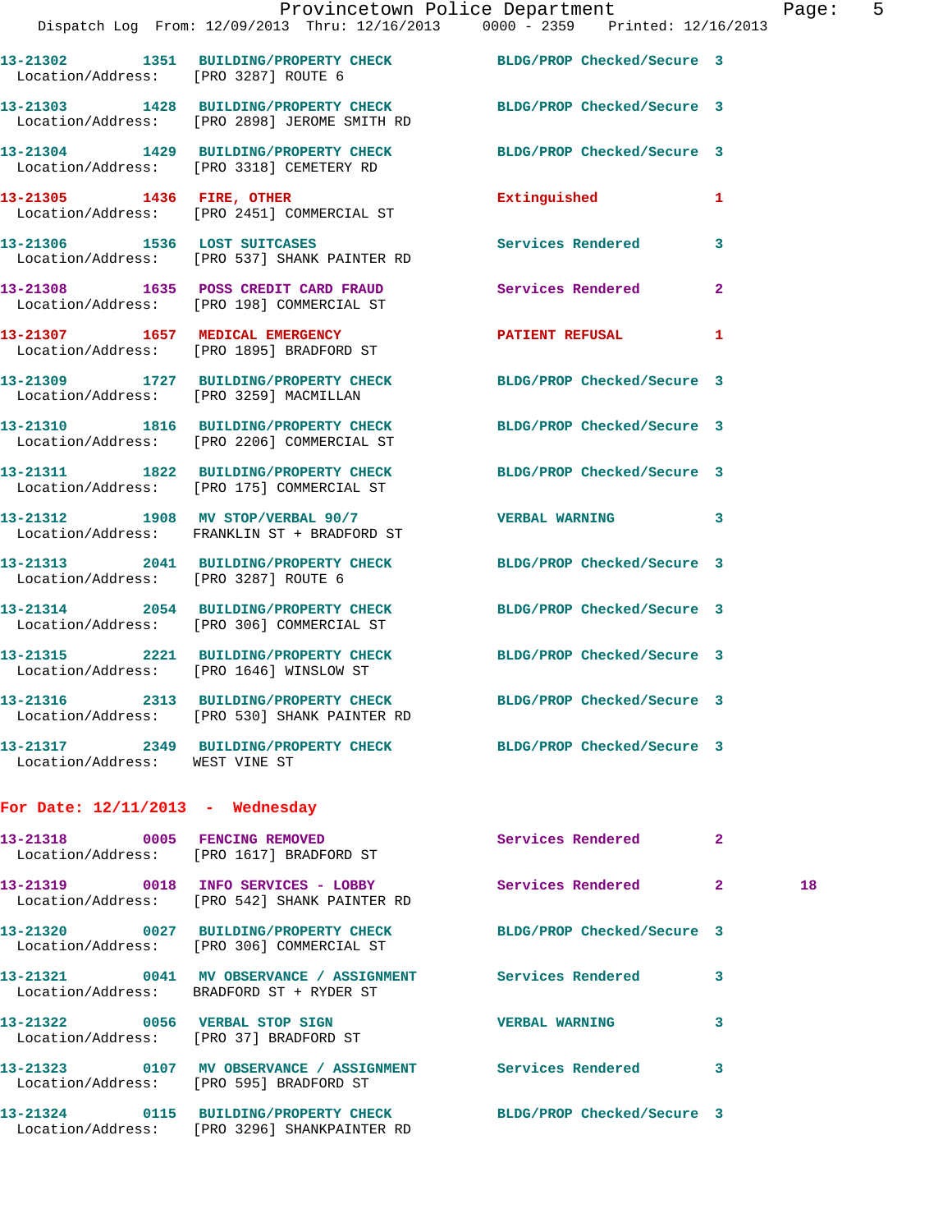13-21302 1351 BUILDING/PROPERTY CHECK BLDG/PROP Checked/Secure 3
Location/Address: [PRO 3287] ROUTE 6

13-21303 1428 BUILDING/PROPERTY CHECK BLDG/PROP Checked/Secure 3
Location/Address: [PRO 2898] JEROME SMITH RD

13-21304 1429 BUILDING/PROPERTY CHECK BLDG/PROP Checked/Secure 3
Location/Address: [PRO 3318] CEMETERY RD

13-21305 1436 FIRE, OTHER Extinguished 1
Location/Address: [PRO 2451] COMMERCIAL ST

13-21306 1536 LOST SUITCASES Services Rendered 3
Location/Address: [PRO 537] SHANK PAINTER RD

13-21308 1635 POSS CREDIT CARD FRAUD Services Rendered 2
Location/Address: [PRO 198] COMMERCIAL ST

13-21307 1657 MEDICAL EMERGENCY PATIENT REFUSAL 1
Location/Address: [PRO 1895] BRADFORD ST

13-21309 1727 BUILDING/PROPERTY CHECK BLDG/PROP Checked/Secure 3
Location/Address: [PRO 3259] MACMILLAN

13-21310 1816 BUILDING/PROPERTY CHECK BLDG/PROP Checked/Secure 3
Location/Address: [PRO 2206] COMMERCIAL ST

13-21311 1822 BUILDING/PROPERTY CHECK BLDG/PROP Checked/Secure 3
Location/Address: [PRO 175] COMMERCIAL ST

13-21312 1908 MV STOP/VERBAL 90/7 VERBAL WARNING 3
Location/Address: FRANKLIN ST + BRADFORD ST

13-21313 2041 BUILDING/PROPERTY CHECK BLDG/PROP Checked/Secure 3
Location/Address: [PRO 3287] ROUTE 6

13-21314 2054 BUILDING/PROPERTY CHECK BLDG/PROP Checked/Secure 3
Location/Address: [PRO 306] COMMERCIAL ST

13-21315 2221 BUILDING/PROPERTY CHECK BLDG/PROP Checked/Secure 3
Location/Address: [PRO 1646] WINSLOW ST

13-21316 2313 BUILDING/PROPERTY CHECK BLDG/PROP Checked/Secure 3
Location/Address: [PRO 530] SHANK PAINTER RD

13-21317 2349 BUILDING/PROPERTY CHECK BLDG/PROP Checked/Secure 3
Location/Address: WEST VINE ST

## For Date: 12/11/2013 - Wednesday

13-21318 0005 FENCING REMOVED Services Rendered 2
Location/Address: [PRO 1617] BRADFORD ST

13-21319 0018 INFO SERVICES - LOBBY Services Rendered 2 18
Location/Address: [PRO 542] SHANK PAINTER RD

13-21320 0027 BUILDING/PROPERTY CHECK BLDG/PROP Checked/Secure 3
Location/Address: [PRO 306] COMMERCIAL ST

13-21321 0041 MV OBSERVANCE / ASSIGNMENT Services Rendered 3
Location/Address: BRADFORD ST + RYDER ST

13-21322 0056 VERBAL STOP SIGN VERBAL WARNING 3
Location/Address: [PRO 37] BRADFORD ST

13-21323 0107 MV OBSERVANCE / ASSIGNMENT Services Rendered 3
Location/Address: [PRO 595] BRADFORD ST

13-21324 0115 BUILDING/PROPERTY CHECK BLDG/PROP Checked/Secure 3
Location/Address: [PRO 3296] SHANKPAINTER RD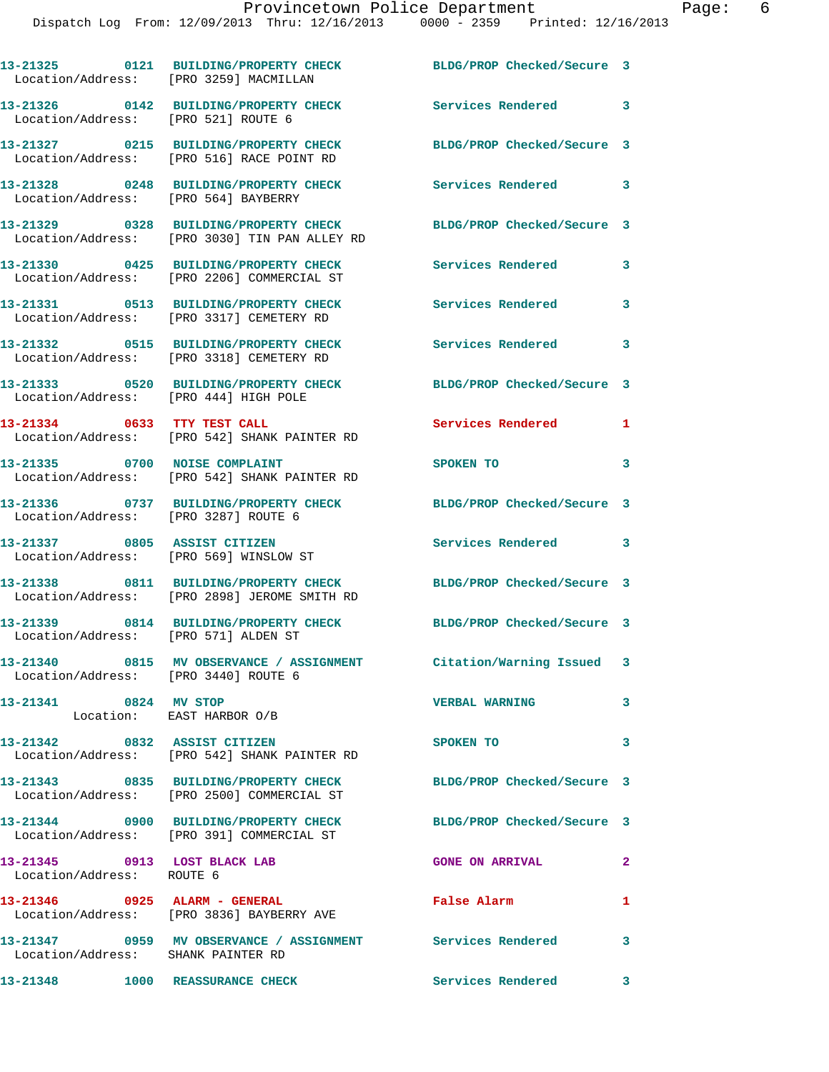| Call # | Time | Call Reason | Action | Priority |
|---|---|---|---|---|
| 13-21325 | 0121 | BUILDING/PROPERTY CHECK | BLDG/PROP Checked/Secure | 3 |
| Location/Address: [PRO 3259] MACMILLAN | | | | |
| 13-21326 | 0142 | BUILDING/PROPERTY CHECK | Services Rendered | 3 |
| Location/Address: [PRO 521] ROUTE 6 | | | | |
| 13-21327 | 0215 | BUILDING/PROPERTY CHECK | BLDG/PROP Checked/Secure | 3 |
| Location/Address: [PRO 516] RACE POINT RD | | | | |
| 13-21328 | 0248 | BUILDING/PROPERTY CHECK | Services Rendered | 3 |
| Location/Address: [PRO 564] BAYBERRY | | | | |
| 13-21329 | 0328 | BUILDING/PROPERTY CHECK | BLDG/PROP Checked/Secure | 3 |
| Location/Address: [PRO 3030] TIN PAN ALLEY RD | | | | |
| 13-21330 | 0425 | BUILDING/PROPERTY CHECK | Services Rendered | 3 |
| Location/Address: [PRO 2206] COMMERCIAL ST | | | | |
| 13-21331 | 0513 | BUILDING/PROPERTY CHECK | Services Rendered | 3 |
| Location/Address: [PRO 3317] CEMETERY RD | | | | |
| 13-21332 | 0515 | BUILDING/PROPERTY CHECK | Services Rendered | 3 |
| Location/Address: [PRO 3318] CEMETERY RD | | | | |
| 13-21333 | 0520 | BUILDING/PROPERTY CHECK | BLDG/PROP Checked/Secure | 3 |
| Location/Address: [PRO 444] HIGH POLE | | | | |
| 13-21334 | 0633 | TTY TEST CALL | Services Rendered | 1 |
| Location/Address: [PRO 542] SHANK PAINTER RD | | | | |
| 13-21335 | 0700 | NOISE COMPLAINT | SPOKEN TO | 3 |
| Location/Address: [PRO 542] SHANK PAINTER RD | | | | |
| 13-21336 | 0737 | BUILDING/PROPERTY CHECK | BLDG/PROP Checked/Secure | 3 |
| Location/Address: [PRO 3287] ROUTE 6 | | | | |
| 13-21337 | 0805 | ASSIST CITIZEN | Services Rendered | 3 |
| Location/Address: [PRO 569] WINSLOW ST | | | | |
| 13-21338 | 0811 | BUILDING/PROPERTY CHECK | BLDG/PROP Checked/Secure | 3 |
| Location/Address: [PRO 2898] JEROME SMITH RD | | | | |
| 13-21339 | 0814 | BUILDING/PROPERTY CHECK | BLDG/PROP Checked/Secure | 3 |
| Location/Address: [PRO 571] ALDEN ST | | | | |
| 13-21340 | 0815 | MV OBSERVANCE / ASSIGNMENT | Citation/Warning Issued | 3 |
| Location/Address: [PRO 3440] ROUTE 6 | | | | |
| 13-21341 | 0824 | MV STOP | VERBAL WARNING | 3 |
| Location: EAST HARBOR O/B | | | | |
| 13-21342 | 0832 | ASSIST CITIZEN | SPOKEN TO | 3 |
| Location/Address: [PRO 542] SHANK PAINTER RD | | | | |
| 13-21343 | 0835 | BUILDING/PROPERTY CHECK | BLDG/PROP Checked/Secure | 3 |
| Location/Address: [PRO 2500] COMMERCIAL ST | | | | |
| 13-21344 | 0900 | BUILDING/PROPERTY CHECK | BLDG/PROP Checked/Secure | 3 |
| Location/Address: [PRO 391] COMMERCIAL ST | | | | |
| 13-21345 | 0913 | LOST BLACK LAB | GONE ON ARRIVAL | 2 |
| Location/Address: ROUTE 6 | | | | |
| 13-21346 | 0925 | ALARM - GENERAL | False Alarm | 1 |
| Location/Address: [PRO 3836] BAYBERRY AVE | | | | |
| 13-21347 | 0959 | MV OBSERVANCE / ASSIGNMENT | Services Rendered | 3 |
| Location/Address: SHANK PAINTER RD | | | | |
| 13-21348 | 1000 | REASSURANCE CHECK | Services Rendered | 3 |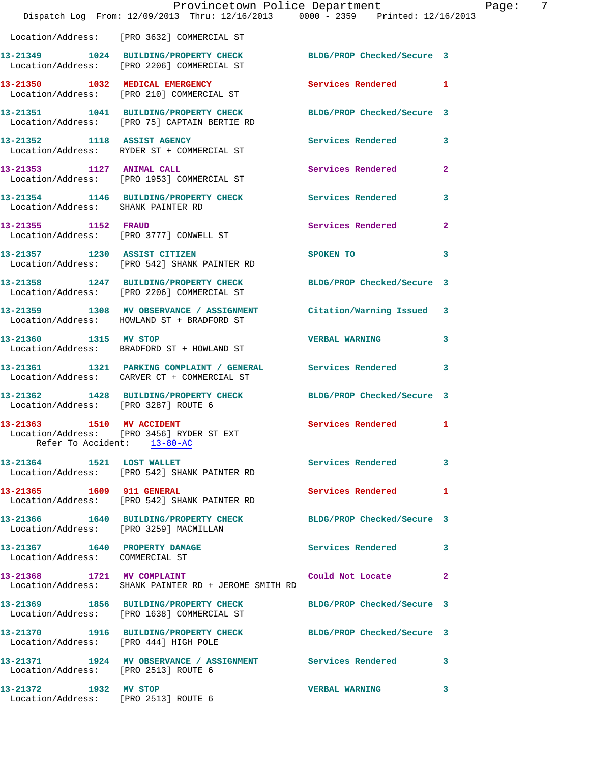Location/Address: [PRO 3632] COMMERCIAL ST

**13-21349 1024 BUILDING/PROPERTY CHECK** BLDG/PROP Checked/Secure 3
Location/Address: [PRO 2206] COMMERCIAL ST

**13-21350 1032 MEDICAL EMERGENCY** Services Rendered 1
Location/Address: [PRO 210] COMMERCIAL ST

**13-21351 1041 BUILDING/PROPERTY CHECK** BLDG/PROP Checked/Secure 3
Location/Address: [PRO 75] CAPTAIN BERTIE RD

**13-21352 1118 ASSIST AGENCY** Services Rendered 3
Location/Address: RYDER ST + COMMERCIAL ST

**13-21353 1127 ANIMAL CALL** Services Rendered 2
Location/Address: [PRO 1953] COMMERCIAL ST

**13-21354 1146 BUILDING/PROPERTY CHECK** Services Rendered 3
Location/Address: SHANK PAINTER RD

**13-21355 1152 FRAUD** Services Rendered 2
Location/Address: [PRO 3777] CONWELL ST

**13-21357 1230 ASSIST CITIZEN** SPOKEN TO 3
Location/Address: [PRO 542] SHANK PAINTER RD

**13-21358 1247 BUILDING/PROPERTY CHECK** BLDG/PROP Checked/Secure 3
Location/Address: [PRO 2206] COMMERCIAL ST

**13-21359 1308 MV OBSERVANCE / ASSIGNMENT** Citation/Warning Issued 3
Location/Address: HOWLAND ST + BRADFORD ST

**13-21360 1315 MV STOP** VERBAL WARNING 3
Location/Address: BRADFORD ST + HOWLAND ST

**13-21361 1321 PARKING COMPLAINT / GENERAL** Services Rendered 3
Location/Address: CARVER CT + COMMERCIAL ST

**13-21362 1428 BUILDING/PROPERTY CHECK** BLDG/PROP Checked/Secure 3
Location/Address: [PRO 3287] ROUTE 6

**13-21363 1510 MV ACCIDENT** Services Rendered 1
Location/Address: [PRO 3456] RYDER ST EXT
Refer To Accident: 13-80-AC

**13-21364 1521 LOST WALLET** Services Rendered 3
Location/Address: [PRO 542] SHANK PAINTER RD

**13-21365 1609 911 GENERAL** Services Rendered 1
Location/Address: [PRO 542] SHANK PAINTER RD

**13-21366 1640 BUILDING/PROPERTY CHECK** BLDG/PROP Checked/Secure 3
Location/Address: [PRO 3259] MACMILLAN

**13-21367 1640 PROPERTY DAMAGE** Services Rendered 3
Location/Address: COMMERCIAL ST

**13-21368 1721 MV COMPLAINT** Could Not Locate 2
Location/Address: SHANK PAINTER RD + JEROME SMITH RD

**13-21369 1856 BUILDING/PROPERTY CHECK** BLDG/PROP Checked/Secure 3
Location/Address: [PRO 1638] COMMERCIAL ST

**13-21370 1916 BUILDING/PROPERTY CHECK** BLDG/PROP Checked/Secure 3
Location/Address: [PRO 444] HIGH POLE

**13-21371 1924 MV OBSERVANCE / ASSIGNMENT** Services Rendered 3
Location/Address: [PRO 2513] ROUTE 6

**13-21372 1932 MV STOP** VERBAL WARNING 3
Location/Address: [PRO 2513] ROUTE 6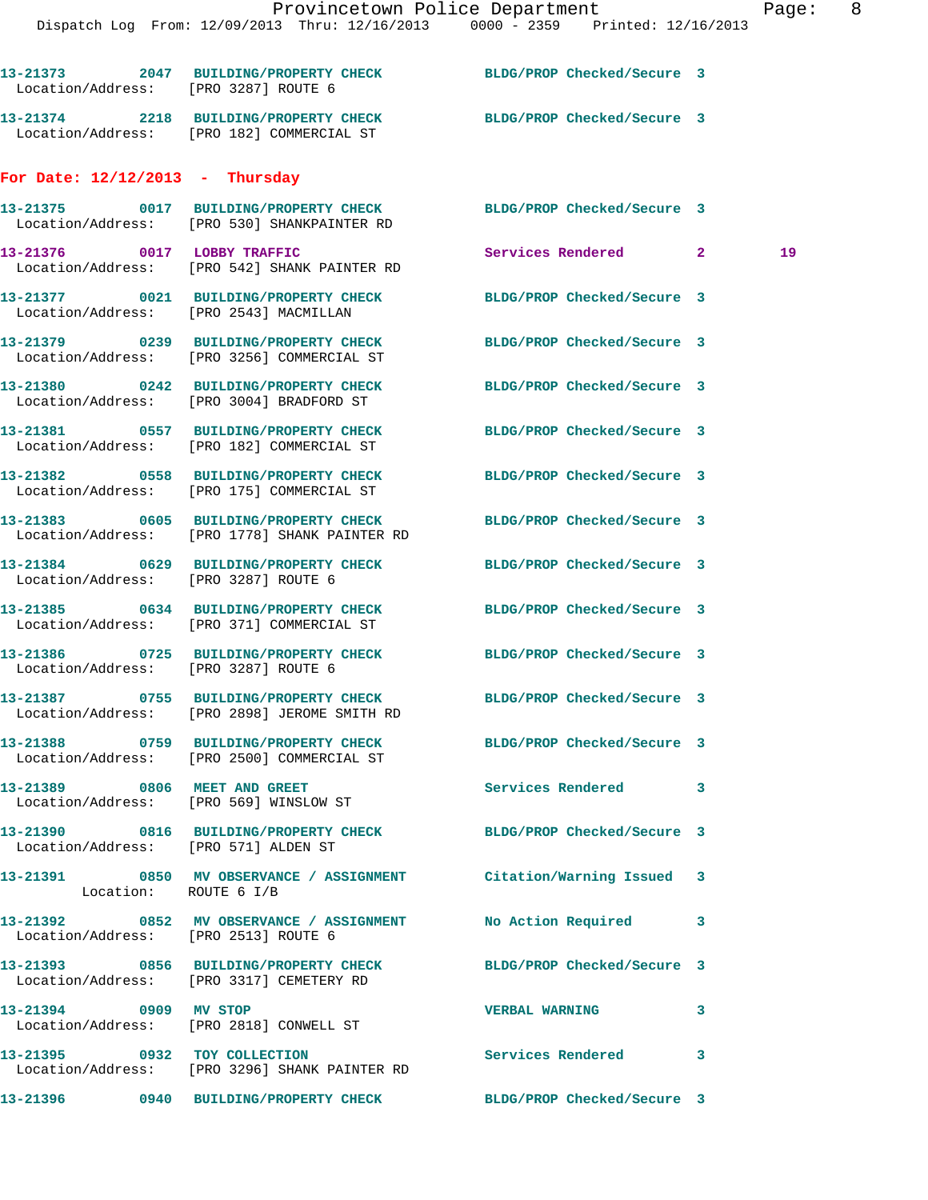13-21373 2047 BUILDING/PROPERTY CHECK BLDG/PROP Checked/Secure 3
Location/Address: [PRO 3287] ROUTE 6

13-21374 2218 BUILDING/PROPERTY CHECK BLDG/PROP Checked/Secure 3
Location/Address: [PRO 182] COMMERCIAL ST

## For Date: 12/12/2013 - Thursday

13-21375 0017 BUILDING/PROPERTY CHECK BLDG/PROP Checked/Secure 3
Location/Address: [PRO 530] SHANKPAINTER RD

13-21376 0017 LOBBY TRAFFIC Services Rendered 2 19
Location/Address: [PRO 542] SHANK PAINTER RD

13-21377 0021 BUILDING/PROPERTY CHECK BLDG/PROP Checked/Secure 3
Location/Address: [PRO 2543] MACMILLAN

13-21379 0239 BUILDING/PROPERTY CHECK BLDG/PROP Checked/Secure 3
Location/Address: [PRO 3256] COMMERCIAL ST

13-21380 0242 BUILDING/PROPERTY CHECK BLDG/PROP Checked/Secure 3
Location/Address: [PRO 3004] BRADFORD ST

13-21381 0557 BUILDING/PROPERTY CHECK BLDG/PROP Checked/Secure 3
Location/Address: [PRO 182] COMMERCIAL ST

13-21382 0558 BUILDING/PROPERTY CHECK BLDG/PROP Checked/Secure 3
Location/Address: [PRO 175] COMMERCIAL ST

13-21383 0605 BUILDING/PROPERTY CHECK BLDG/PROP Checked/Secure 3
Location/Address: [PRO 1778] SHANK PAINTER RD

13-21384 0629 BUILDING/PROPERTY CHECK BLDG/PROP Checked/Secure 3
Location/Address: [PRO 3287] ROUTE 6

13-21385 0634 BUILDING/PROPERTY CHECK BLDG/PROP Checked/Secure 3
Location/Address: [PRO 371] COMMERCIAL ST

13-21386 0725 BUILDING/PROPERTY CHECK BLDG/PROP Checked/Secure 3
Location/Address: [PRO 3287] ROUTE 6

13-21387 0755 BUILDING/PROPERTY CHECK BLDG/PROP Checked/Secure 3
Location/Address: [PRO 2898] JEROME SMITH RD

13-21388 0759 BUILDING/PROPERTY CHECK BLDG/PROP Checked/Secure 3
Location/Address: [PRO 2500] COMMERCIAL ST

13-21389 0806 MEET AND GREET Services Rendered 3
Location/Address: [PRO 569] WINSLOW ST

13-21390 0816 BUILDING/PROPERTY CHECK BLDG/PROP Checked/Secure 3
Location/Address: [PRO 571] ALDEN ST

13-21391 0850 MV OBSERVATION / ASSIGNMENT Citation/Warning Issued 3
Location: ROUTE 6 I/B

13-21392 0852 MV OBSERVATION / ASSIGNMENT No Action Required 3
Location/Address: [PRO 2513] ROUTE 6

13-21393 0856 BUILDING/PROPERTY CHECK BLDG/PROP Checked/Secure 3
Location/Address: [PRO 3317] CEMETERY RD

13-21394 0909 MV STOP VERBAL WARNING 3
Location/Address: [PRO 2818] CONWELL ST

13-21395 0932 TOY COLLECTION Services Rendered 3
Location/Address: [PRO 3296] SHANK PAINTER RD

13-21396 0940 BUILDING/PROPERTY CHECK BLDG/PROP Checked/Secure 3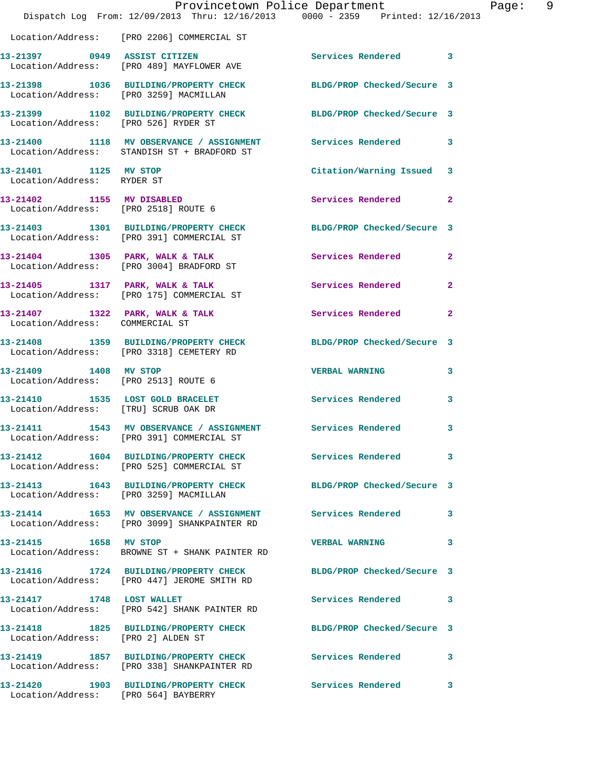Location/Address: [PRO 2206] COMMERCIAL ST

**13-21397 0949 ASSIST CITIZEN** Services Rendered 3
Location/Address: [PRO 489] MAYFLOWER AVE

**13-21398 1036 BUILDING/PROPERTY CHECK** BLDG/PROP Checked/Secure 3
Location/Address: [PRO 3259] MACMILLAN

**13-21399 1102 BUILDING/PROPERTY CHECK** BLDG/PROP Checked/Secure 3
Location/Address: [PRO 526] RYDER ST

**13-21400 1118 MV OBSERVANCE / ASSIGNMENT** Services Rendered 3
Location/Address: STANDISH ST + BRADFORD ST

**13-21401 1125 MV STOP** Citation/Warning Issued 3
Location/Address: RYDER ST

**13-21402 1155 MV DISABLED** Services Rendered 2
Location/Address: [PRO 2518] ROUTE 6

**13-21403 1301 BUILDING/PROPERTY CHECK** BLDG/PROP Checked/Secure 3
Location/Address: [PRO 391] COMMERCIAL ST

**13-21404 1305 PARK, WALK & TALK** Services Rendered 2
Location/Address: [PRO 3004] BRADFORD ST

**13-21405 1317 PARK, WALK & TALK** Services Rendered 2
Location/Address: [PRO 175] COMMERCIAL ST

**13-21407 1322 PARK, WALK & TALK** Services Rendered 2
Location/Address: COMMERCIAL ST

**13-21408 1359 BUILDING/PROPERTY CHECK** BLDG/PROP Checked/Secure 3
Location/Address: [PRO 3318] CEMETERY RD

**13-21409 1408 MV STOP** VERBAL WARNING 3
Location/Address: [PRO 2513] ROUTE 6

**13-21410 1535 LOST GOLD BRACELET** Services Rendered 3
Location/Address: [TRU] SCRUB OAK DR

**13-21411 1543 MV OBSERVANCE / ASSIGNMENT** Services Rendered 3
Location/Address: [PRO 391] COMMERCIAL ST

**13-21412 1604 BUILDING/PROPERTY CHECK** Services Rendered 3
Location/Address: [PRO 525] COMMERCIAL ST

**13-21413 1643 BUILDING/PROPERTY CHECK** BLDG/PROP Checked/Secure 3
Location/Address: [PRO 3259] MACMILLAN

**13-21414 1653 MV OBSERVANCE / ASSIGNMENT** Services Rendered 3
Location/Address: [PRO 3099] SHANKPAINTER RD

**13-21415 1658 MV STOP** VERBAL WARNING 3
Location/Address: BROWNE ST + SHANK PAINTER RD

**13-21416 1724 BUILDING/PROPERTY CHECK** BLDG/PROP Checked/Secure 3
Location/Address: [PRO 447] JEROME SMITH RD

**13-21417 1748 LOST WALLET** Services Rendered 3
Location/Address: [PRO 542] SHANK PAINTER RD

**13-21418 1825 BUILDING/PROPERTY CHECK** BLDG/PROP Checked/Secure 3
Location/Address: [PRO 2] ALDEN ST

**13-21419 1857 BUILDING/PROPERTY CHECK** Services Rendered 3
Location/Address: [PRO 338] SHANKPAINTER RD

**13-21420 1903 BUILDING/PROPERTY CHECK** Services Rendered 3
Location/Address: [PRO 564] BAYBERRY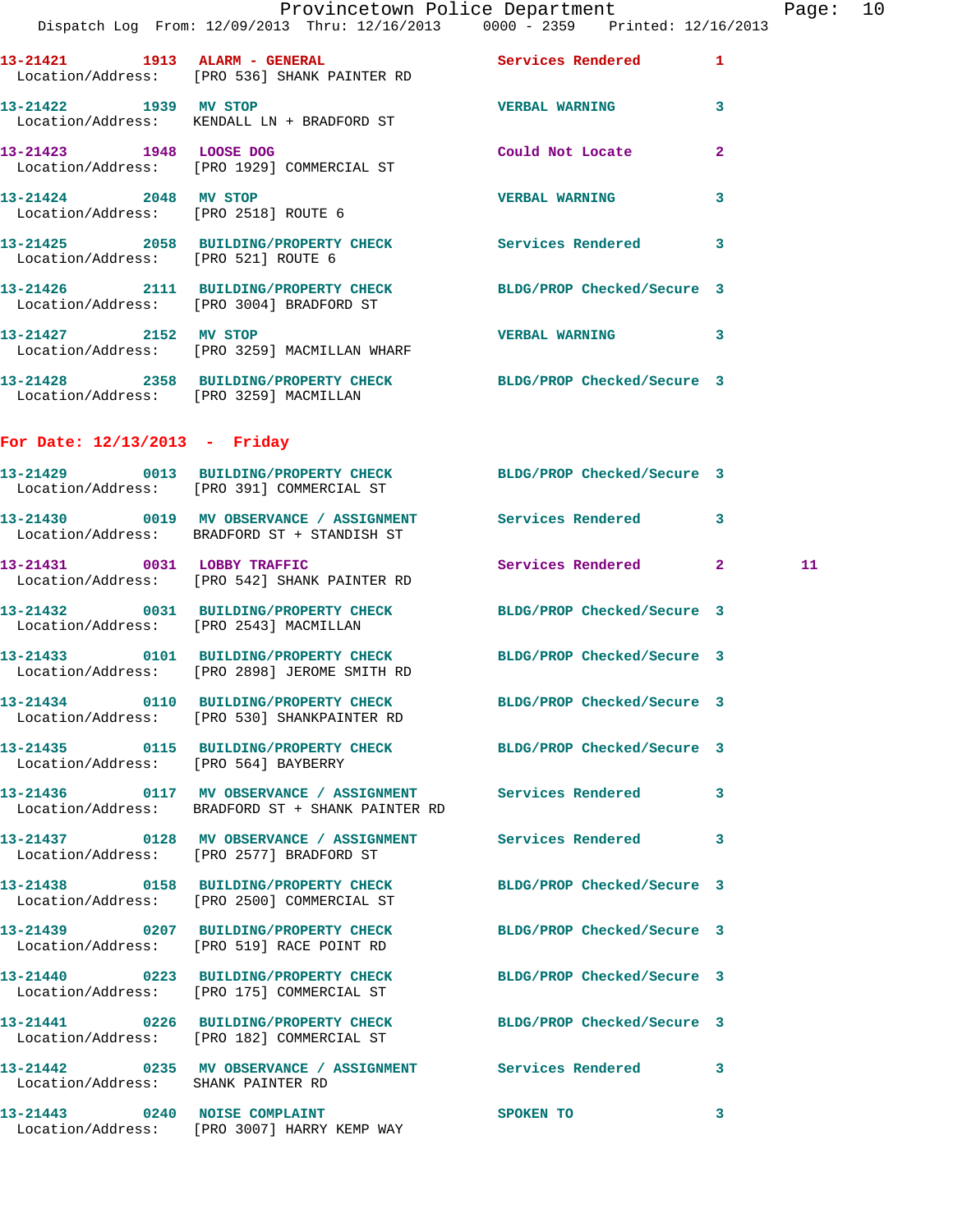13-21421 1913 ALARM - GENERAL Services Rendered 1
Location/Address: [PRO 536] SHANK PAINTER RD

13-21422 1939 MV STOP VERBAL WARNING 3
Location/Address: KENDALL LN + BRADFORD ST

13-21423 1948 LOOSE DOG Could Not Locate 2
Location/Address: [PRO 1929] COMMERCIAL ST

13-21424 2048 MV STOP VERBAL WARNING 3
Location/Address: [PRO 2518] ROUTE 6

13-21425 2058 BUILDING/PROPERTY CHECK Services Rendered 3
Location/Address: [PRO 521] ROUTE 6

13-21426 2111 BUILDING/PROPERTY CHECK BLDG/PROP Checked/Secure 3
Location/Address: [PRO 3004] BRADFORD ST

13-21427 2152 MV STOP VERBAL WARNING 3
Location/Address: [PRO 3259] MACMILLAN WHARF

13-21428 2358 BUILDING/PROPERTY CHECK BLDG/PROP Checked/Secure 3
Location/Address: [PRO 3259] MACMILLAN

## For Date: 12/13/2013 - Friday

13-21429 0013 BUILDING/PROPERTY CHECK BLDG/PROP Checked/Secure 3
Location/Address: [PRO 391] COMMERCIAL ST

13-21430 0019 MV OBSERVANCE / ASSIGNMENT Services Rendered 3
Location/Address: BRADFORD ST + STANDISH ST

13-21431 0031 LOBBY TRAFFIC Services Rendered 2 11
Location/Address: [PRO 542] SHANK PAINTER RD

13-21432 0031 BUILDING/PROPERTY CHECK BLDG/PROP Checked/Secure 3
Location/Address: [PRO 2543] MACMILLAN

13-21433 0101 BUILDING/PROPERTY CHECK BLDG/PROP Checked/Secure 3
Location/Address: [PRO 2898] JEROME SMITH RD

13-21434 0110 BUILDING/PROPERTY CHECK BLDG/PROP Checked/Secure 3
Location/Address: [PRO 530] SHANKPAINTER RD

13-21435 0115 BUILDING/PROPERTY CHECK BLDG/PROP Checked/Secure 3
Location/Address: [PRO 564] BAYBERRY

13-21436 0117 MV OBSERVANCE / ASSIGNMENT Services Rendered 3
Location/Address: BRADFORD ST + SHANK PAINTER RD

13-21437 0128 MV OBSERVANCE / ASSIGNMENT Services Rendered 3
Location/Address: [PRO 2577] BRADFORD ST

13-21438 0158 BUILDING/PROPERTY CHECK BLDG/PROP Checked/Secure 3
Location/Address: [PRO 2500] COMMERCIAL ST

13-21439 0207 BUILDING/PROPERTY CHECK BLDG/PROP Checked/Secure 3
Location/Address: [PRO 519] RACE POINT RD

13-21440 0223 BUILDING/PROPERTY CHECK BLDG/PROP Checked/Secure 3
Location/Address: [PRO 175] COMMERCIAL ST

13-21441 0226 BUILDING/PROPERTY CHECK BLDG/PROP Checked/Secure 3
Location/Address: [PRO 182] COMMERCIAL ST

13-21442 0235 MV OBSERVANCE / ASSIGNMENT Services Rendered 3
Location/Address: SHANK PAINTER RD

13-21443 0240 NOISE COMPLAINT SPOKEN TO 3
Location/Address: [PRO 3007] HARRY KEMP WAY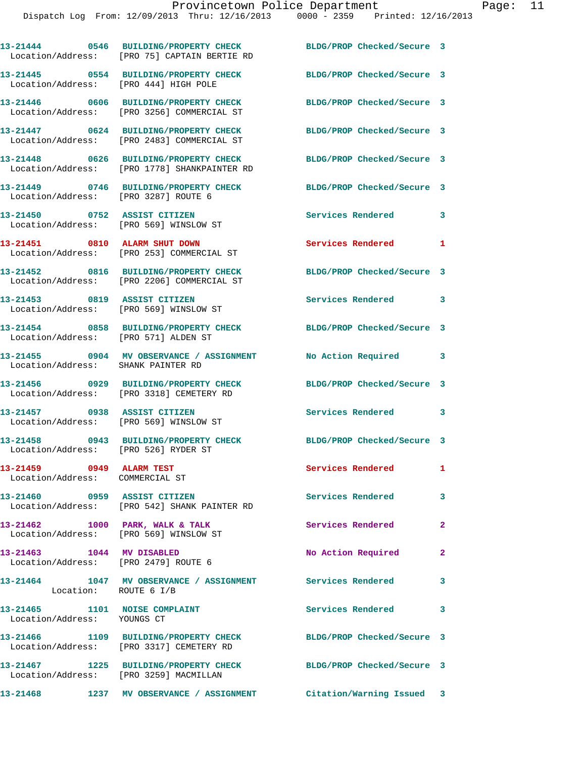13-21444 0546 BUILDING/PROPERTY CHECK BLDG/PROP Checked/Secure 3
Location/Address: [PRO 75] CAPTAIN BERTIE RD

13-21445 0554 BUILDING/PROPERTY CHECK BLDG/PROP Checked/Secure 3
Location/Address: [PRO 444] HIGH POLE

13-21446 0606 BUILDING/PROPERTY CHECK BLDG/PROP Checked/Secure 3
Location/Address: [PRO 3256] COMMERCIAL ST

13-21447 0624 BUILDING/PROPERTY CHECK BLDG/PROP Checked/Secure 3
Location/Address: [PRO 2483] COMMERCIAL ST

13-21448 0626 BUILDING/PROPERTY CHECK BLDG/PROP Checked/Secure 3
Location/Address: [PRO 1778] SHANKPAINTER RD

13-21449 0746 BUILDING/PROPERTY CHECK BLDG/PROP Checked/Secure 3
Location/Address: [PRO 3287] ROUTE 6

13-21450 0752 ASSIST CITIZEN Services Rendered 3
Location/Address: [PRO 569] WINSLOW ST

13-21451 0810 ALARM SHUT DOWN Services Rendered 1
Location/Address: [PRO 253] COMMERCIAL ST

13-21452 0816 BUILDING/PROPERTY CHECK BLDG/PROP Checked/Secure 3
Location/Address: [PRO 2206] COMMERCIAL ST

13-21453 0819 ASSIST CITIZEN Services Rendered 3
Location/Address: [PRO 569] WINSLOW ST

13-21454 0858 BUILDING/PROPERTY CHECK BLDG/PROP Checked/Secure 3
Location/Address: [PRO 571] ALDEN ST

13-21455 0904 MV OBSERVANCE / ASSIGNMENT No Action Required 3
Location/Address: SHANK PAINTER RD

13-21456 0929 BUILDING/PROPERTY CHECK BLDG/PROP Checked/Secure 3
Location/Address: [PRO 3318] CEMETERY RD

13-21457 0938 ASSIST CITIZEN Services Rendered 3
Location/Address: [PRO 569] WINSLOW ST

13-21458 0943 BUILDING/PROPERTY CHECK BLDG/PROP Checked/Secure 3
Location/Address: [PRO 526] RYDER ST

13-21459 0949 ALARM TEST Services Rendered 1
Location/Address: COMMERCIAL ST

13-21460 0959 ASSIST CITIZEN Services Rendered 3
Location/Address: [PRO 542] SHANK PAINTER RD

13-21462 1000 PARK, WALK & TALK Services Rendered 2
Location/Address: [PRO 569] WINSLOW ST

13-21463 1044 MV DISABLED No Action Required 2
Location/Address: [PRO 2479] ROUTE 6

13-21464 1047 MV OBSERVANCE / ASSIGNMENT Services Rendered 3
Location: ROUTE 6 I/B

13-21465 1101 NOISE COMPLAINT Services Rendered 3
Location/Address: YOUNGS CT

13-21466 1109 BUILDING/PROPERTY CHECK BLDG/PROP Checked/Secure 3
Location/Address: [PRO 3317] CEMETERY RD

13-21467 1225 BUILDING/PROPERTY CHECK BLDG/PROP Checked/Secure 3
Location/Address: [PRO 3259] MACMILLAN

13-21468 1237 MV OBSERVANCE / ASSIGNMENT Citation/Warning Issued 3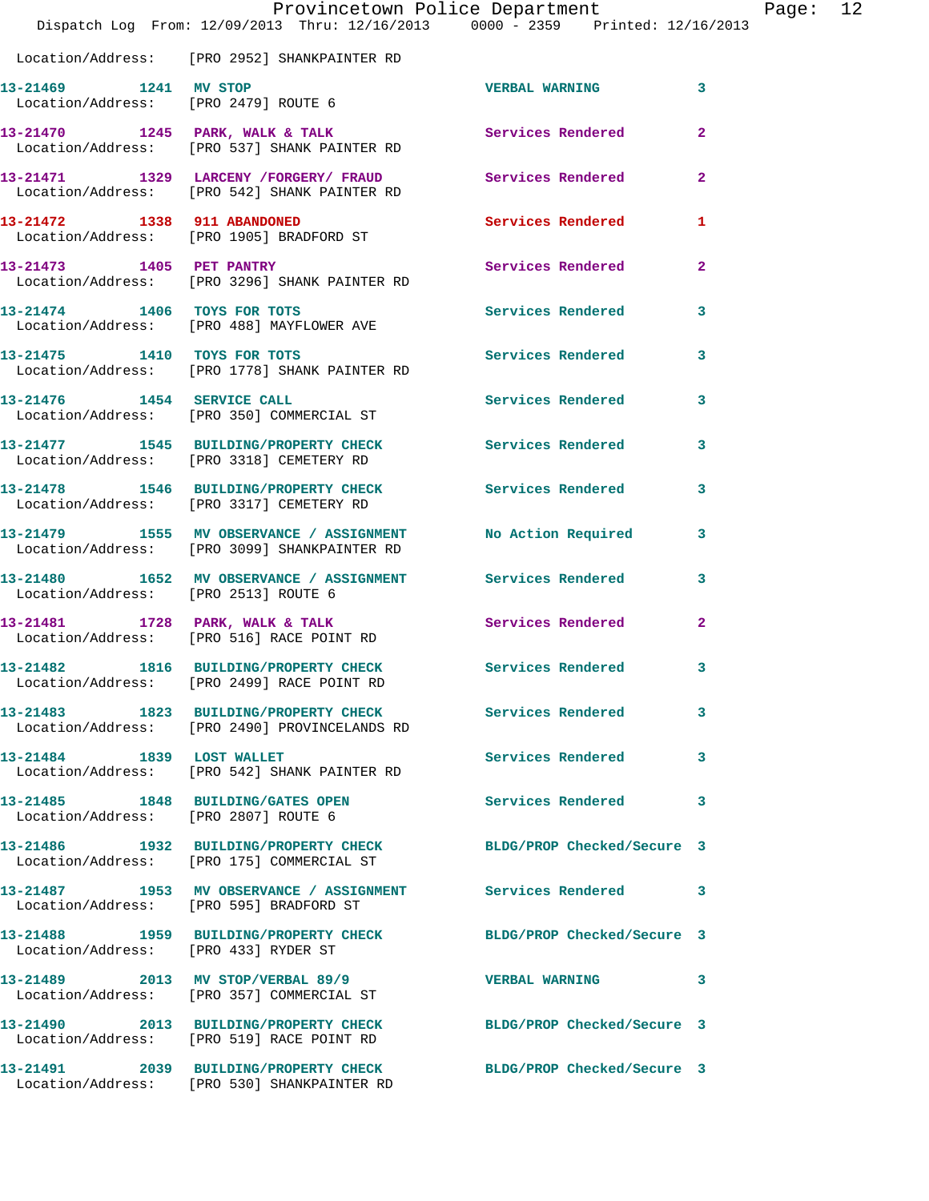Location/Address: [PRO 2952] SHANKPAINTER RD

| Call # | Time | Call Type | Action | Priority |
|---|---|---|---|---|
| 13-21469 | 1241 | MV STOP | VERBAL WARNING | 3 |
| Location/Address: [PRO 2479] ROUTE 6 | | | | |
| 13-21470 | 1245 | PARK, WALK & TALK | Services Rendered | 2 |
| Location/Address: [PRO 537] SHANK PAINTER RD | | | | |
| 13-21471 | 1329 | LARCENY /FORGERY/ FRAUD | Services Rendered | 2 |
| Location/Address: [PRO 542] SHANK PAINTER RD | | | | |
| 13-21472 | 1338 | 911 ABANDONED | Services Rendered | 1 |
| Location/Address: [PRO 1905] BRADFORD ST | | | | |
| 13-21473 | 1405 | PET PANTRY | Services Rendered | 2 |
| Location/Address: [PRO 3296] SHANK PAINTER RD | | | | |
| 13-21474 | 1406 | TOYS FOR TOTS | Services Rendered | 3 |
| Location/Address: [PRO 488] MAYFLOWER AVE | | | | |
| 13-21475 | 1410 | TOYS FOR TOTS | Services Rendered | 3 |
| Location/Address: [PRO 1778] SHANK PAINTER RD | | | | |
| 13-21476 | 1454 | SERVICE CALL | Services Rendered | 3 |
| Location/Address: [PRO 350] COMMERCIAL ST | | | | |
| 13-21477 | 1545 | BUILDING/PROPERTY CHECK | Services Rendered | 3 |
| Location/Address: [PRO 3318] CEMETERY RD | | | | |
| 13-21478 | 1546 | BUILDING/PROPERTY CHECK | Services Rendered | 3 |
| Location/Address: [PRO 3317] CEMETERY RD | | | | |
| 13-21479 | 1555 | MV OBSERVANCE / ASSIGNMENT | No Action Required | 3 |
| Location/Address: [PRO 3099] SHANKPAINTER RD | | | | |
| 13-21480 | 1652 | MV OBSERVANCE / ASSIGNMENT | Services Rendered | 3 |
| Location/Address: [PRO 2513] ROUTE 6 | | | | |
| 13-21481 | 1728 | PARK, WALK & TALK | Services Rendered | 2 |
| Location/Address: [PRO 516] RACE POINT RD | | | | |
| 13-21482 | 1816 | BUILDING/PROPERTY CHECK | Services Rendered | 3 |
| Location/Address: [PRO 2499] RACE POINT RD | | | | |
| 13-21483 | 1823 | BUILDING/PROPERTY CHECK | Services Rendered | 3 |
| Location/Address: [PRO 2490] PROVINCELANDS RD | | | | |
| 13-21484 | 1839 | LOST WALLET | Services Rendered | 3 |
| Location/Address: [PRO 542] SHANK PAINTER RD | | | | |
| 13-21485 | 1848 | BUILDING/GATES OPEN | Services Rendered | 3 |
| Location/Address: [PRO 2807] ROUTE 6 | | | | |
| 13-21486 | 1932 | BUILDING/PROPERTY CHECK | BLDG/PROP Checked/Secure | 3 |
| Location/Address: [PRO 175] COMMERCIAL ST | | | | |
| 13-21487 | 1953 | MV OBSERVANCE / ASSIGNMENT | Services Rendered | 3 |
| Location/Address: [PRO 595] BRADFORD ST | | | | |
| 13-21488 | 1959 | BUILDING/PROPERTY CHECK | BLDG/PROP Checked/Secure | 3 |
| Location/Address: [PRO 433] RYDER ST | | | | |
| 13-21489 | 2013 | MV STOP/VERBAL 89/9 | VERBAL WARNING | 3 |
| Location/Address: [PRO 357] COMMERCIAL ST | | | | |
| 13-21490 | 2013 | BUILDING/PROPERTY CHECK | BLDG/PROP Checked/Secure | 3 |
| Location/Address: [PRO 519] RACE POINT RD | | | | |
| 13-21491 | 2039 | BUILDING/PROPERTY CHECK | BLDG/PROP Checked/Secure | 3 |
| Location/Address: [PRO 530] SHANKPAINTER RD | | | | |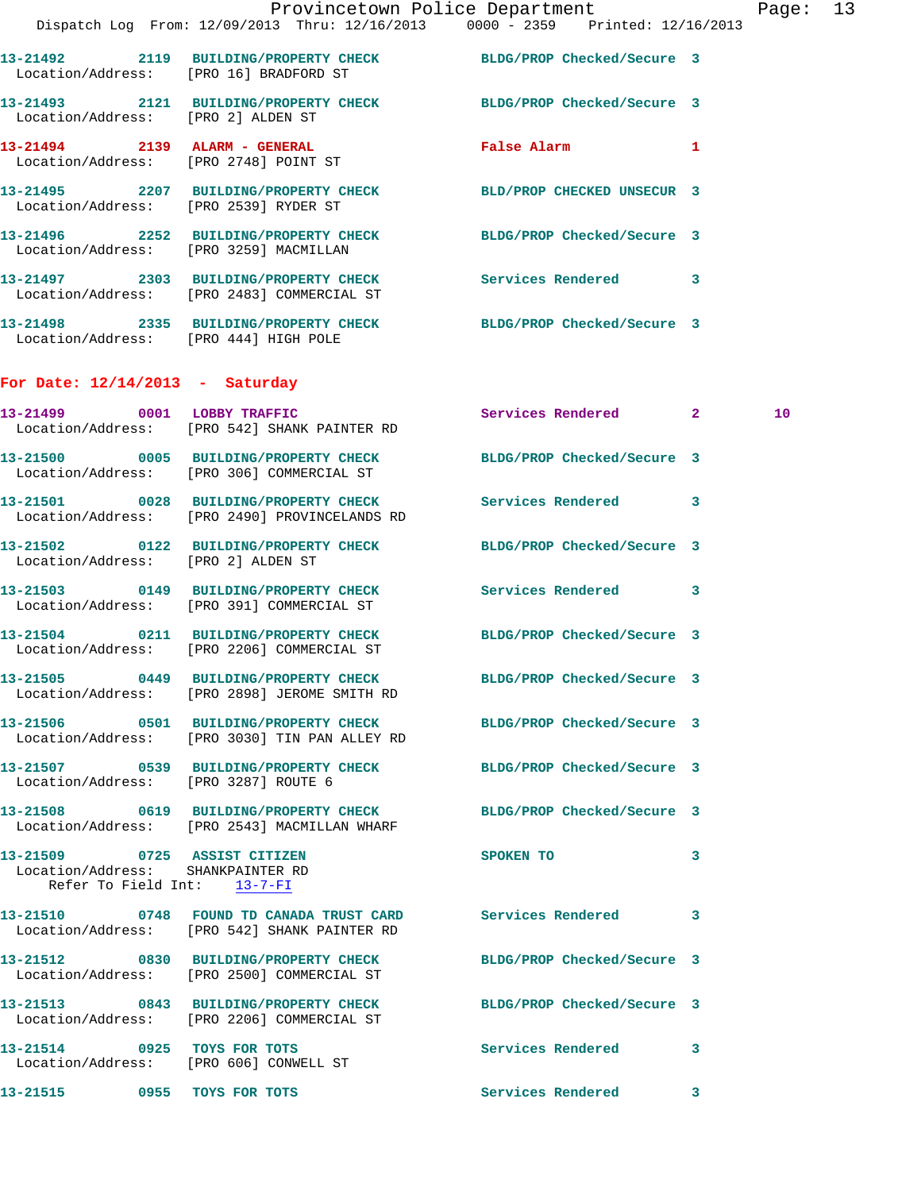13-21492 2119 BUILDING/PROPERTY CHECK BLDG/PROP Checked/Secure 3
Location/Address: [PRO 16] BRADFORD ST

13-21493 2121 BUILDING/PROPERTY CHECK BLDG/PROP Checked/Secure 3
Location/Address: [PRO 2] ALDEN ST

13-21494 2139 ALARM - GENERAL False Alarm 1
Location/Address: [PRO 2748] POINT ST

13-21495 2207 BUILDING/PROPERTY CHECK BLD/PROP CHECKED UNSECUR 3
Location/Address: [PRO 2539] RYDER ST

13-21496 2252 BUILDING/PROPERTY CHECK BLDG/PROP Checked/Secure 3
Location/Address: [PRO 3259] MACMILLAN

13-21497 2303 BUILDING/PROPERTY CHECK Services Rendered 3
Location/Address: [PRO 2483] COMMERCIAL ST

13-21498 2335 BUILDING/PROPERTY CHECK BLDG/PROP Checked/Secure 3
Location/Address: [PRO 444] HIGH POLE

## For Date: 12/14/2013 - Saturday

13-21499 0001 LOBBY TRAFFIC Services Rendered 2 10
Location/Address: [PRO 542] SHANK PAINTER RD

13-21500 0005 BUILDING/PROPERTY CHECK BLDG/PROP Checked/Secure 3
Location/Address: [PRO 306] COMMERCIAL ST

13-21501 0028 BUILDING/PROPERTY CHECK Services Rendered 3
Location/Address: [PRO 2490] PROVINCELANDS RD

13-21502 0122 BUILDING/PROPERTY CHECK BLDG/PROP Checked/Secure 3
Location/Address: [PRO 2] ALDEN ST

13-21503 0149 BUILDING/PROPERTY CHECK Services Rendered 3
Location/Address: [PRO 391] COMMERCIAL ST

13-21504 0211 BUILDING/PROPERTY CHECK BLDG/PROP Checked/Secure 3
Location/Address: [PRO 2206] COMMERCIAL ST

13-21505 0449 BUILDING/PROPERTY CHECK BLDG/PROP Checked/Secure 3
Location/Address: [PRO 2898] JEROME SMITH RD

13-21506 0501 BUILDING/PROPERTY CHECK BLDG/PROP Checked/Secure 3
Location/Address: [PRO 3030] TIN PAN ALLEY RD

13-21507 0539 BUILDING/PROPERTY CHECK BLDG/PROP Checked/Secure 3
Location/Address: [PRO 3287] ROUTE 6

13-21508 0619 BUILDING/PROPERTY CHECK BLDG/PROP Checked/Secure 3
Location/Address: [PRO 2543] MACMILLAN WHARF

13-21509 0725 ASSIST CITIZEN SPOKEN TO 3
Location/Address: SHANKPAINTER RD
Refer To Field Int: 13-7-FI

13-21510 0748 FOUND TD CANADA TRUST CARD Services Rendered 3
Location/Address: [PRO 542] SHANK PAINTER RD

13-21512 0830 BUILDING/PROPERTY CHECK BLDG/PROP Checked/Secure 3
Location/Address: [PRO 2500] COMMERCIAL ST

13-21513 0843 BUILDING/PROPERTY CHECK BLDG/PROP Checked/Secure 3
Location/Address: [PRO 2206] COMMERCIAL ST

13-21514 0925 TOYS FOR TOTS Services Rendered 3
Location/Address: [PRO 606] CONWELL ST

13-21515 0955 TOYS FOR TOTS Services Rendered 3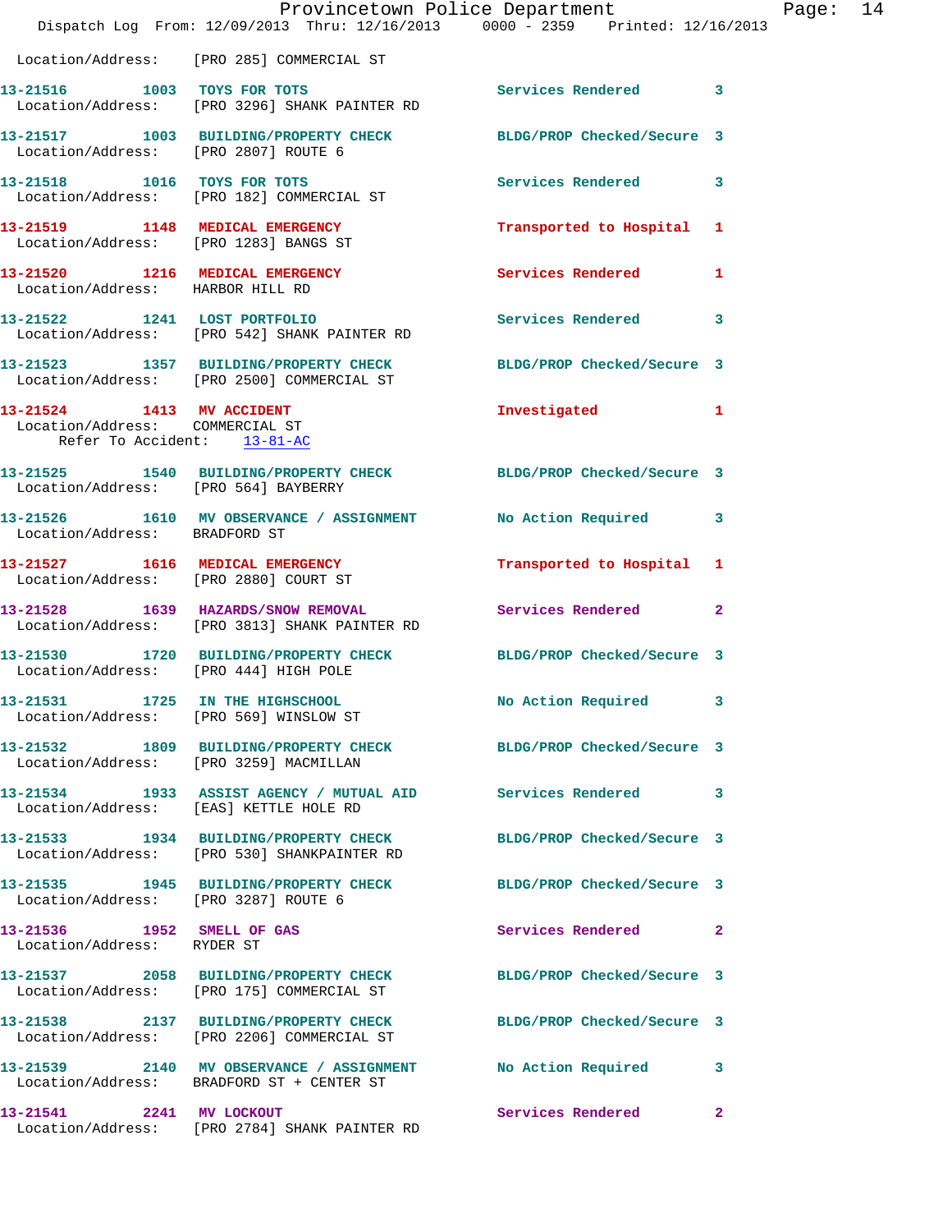Location/Address: [PRO 285] COMMERCIAL ST

| Call # | Time | Call Reason | Action | Priority |
|---|---|---|---|---|
| 13-21516 | 1003 | TOYS FOR TOTS | Services Rendered | 3 |
| Location/Address: [PRO 3296] SHANK PAINTER RD | | | | |
| 13-21517 | 1003 | BUILDING/PROPERTY CHECK | BLDG/PROP Checked/Secure | 3 |
| Location/Address: [PRO 2807] ROUTE 6 | | | | |
| 13-21518 | 1016 | TOYS FOR TOTS | Services Rendered | 3 |
| Location/Address: [PRO 182] COMMERCIAL ST | | | | |
| 13-21519 | 1148 | MEDICAL EMERGENCY | Transported to Hospital | 1 |
| Location/Address: [PRO 1283] BANGS ST | | | | |
| 13-21520 | 1216 | MEDICAL EMERGENCY | Services Rendered | 1 |
| Location/Address: HARBOR HILL RD | | | | |
| 13-21522 | 1241 | LOST PORTFOLIO | Services Rendered | 3 |
| Location/Address: [PRO 542] SHANK PAINTER RD | | | | |
| 13-21523 | 1357 | BUILDING/PROPERTY CHECK | BLDG/PROP Checked/Secure | 3 |
| Location/Address: [PRO 2500] COMMERCIAL ST | | | | |
| 13-21524 | 1413 | MV ACCIDENT | Investigated | 1 |
| Location/Address: COMMERCIAL ST; Refer To Accident: 13-81-AC | | | | |
| 13-21525 | 1540 | BUILDING/PROPERTY CHECK | BLDG/PROP Checked/Secure | 3 |
| Location/Address: [PRO 564] BAYBERRY | | | | |
| 13-21526 | 1610 | MV OBSERVANCE / ASSIGNMENT | No Action Required | 3 |
| Location/Address: BRADFORD ST | | | | |
| 13-21527 | 1616 | MEDICAL EMERGENCY | Transported to Hospital | 1 |
| Location/Address: [PRO 2880] COURT ST | | | | |
| 13-21528 | 1639 | HAZARDS/SNOW REMOVAL | Services Rendered | 2 |
| Location/Address: [PRO 3813] SHANK PAINTER RD | | | | |
| 13-21530 | 1720 | BUILDING/PROPERTY CHECK | BLDG/PROP Checked/Secure | 3 |
| Location/Address: [PRO 444] HIGH POLE | | | | |
| 13-21531 | 1725 | IN THE HIGHSCHOOL | No Action Required | 3 |
| Location/Address: [PRO 569] WINSLOW ST | | | | |
| 13-21532 | 1809 | BUILDING/PROPERTY CHECK | BLDG/PROP Checked/Secure | 3 |
| Location/Address: [PRO 3259] MACMILLAN | | | | |
| 13-21534 | 1933 | ASSIST AGENCY / MUTUAL AID | Services Rendered | 3 |
| Location/Address: [EAS] KETTLE HOLE RD | | | | |
| 13-21533 | 1934 | BUILDING/PROPERTY CHECK | BLDG/PROP Checked/Secure | 3 |
| Location/Address: [PRO 530] SHANKPAINTER RD | | | | |
| 13-21535 | 1945 | BUILDING/PROPERTY CHECK | BLDG/PROP Checked/Secure | 3 |
| Location/Address: [PRO 3287] ROUTE 6 | | | | |
| 13-21536 | 1952 | SMELL OF GAS | Services Rendered | 2 |
| Location/Address: RYDER ST | | | | |
| 13-21537 | 2058 | BUILDING/PROPERTY CHECK | BLDG/PROP Checked/Secure | 3 |
| Location/Address: [PRO 175] COMMERCIAL ST | | | | |
| 13-21538 | 2137 | BUILDING/PROPERTY CHECK | BLDG/PROP Checked/Secure | 3 |
| Location/Address: [PRO 2206] COMMERCIAL ST | | | | |
| 13-21539 | 2140 | MV OBSERVANCE / ASSIGNMENT | No Action Required | 3 |
| Location/Address: BRADFORD ST + CENTER ST | | | | |
| 13-21541 | 2241 | MV LOCKOUT | Services Rendered | 2 |
| Location/Address: [PRO 2784] SHANK PAINTER RD | | | | |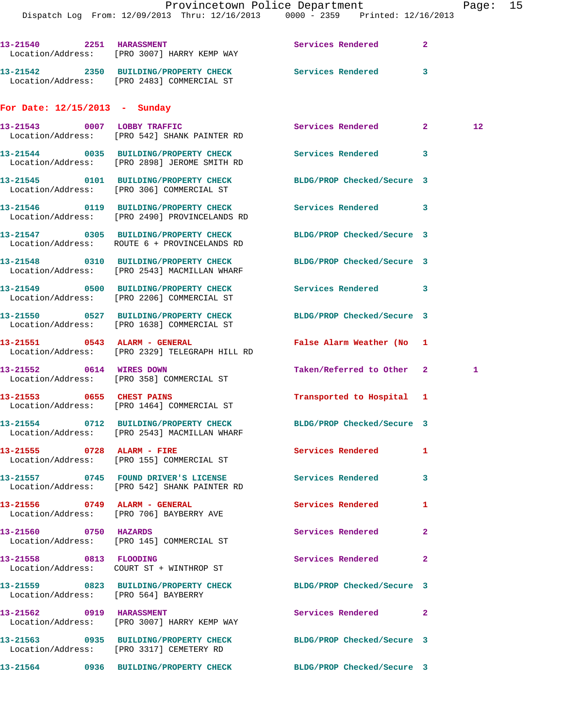13-21540 2251 HARASSMENT Services Rendered 2
Location/Address: [PRO 3007] HARRY KEMP WAY

13-21542 2350 BUILDING/PROPERTY CHECK Services Rendered 3
Location/Address: [PRO 2483] COMMERCIAL ST

## For Date: 12/15/2013 - Sunday

13-21543 0007 LOBBY TRAFFIC Services Rendered 2 12
Location/Address: [PRO 542] SHANK PAINTER RD

13-21544 0035 BUILDING/PROPERTY CHECK Services Rendered 3
Location/Address: [PRO 2898] JEROME SMITH RD

13-21545 0101 BUILDING/PROPERTY CHECK BLDG/PROP Checked/Secure 3
Location/Address: [PRO 306] COMMERCIAL ST

13-21546 0119 BUILDING/PROPERTY CHECK Services Rendered 3
Location/Address: [PRO 2490] PROVINCELANDS RD

13-21547 0305 BUILDING/PROPERTY CHECK BLDG/PROP Checked/Secure 3
Location/Address: ROUTE 6 + PROVINCELANDS RD

13-21548 0310 BUILDING/PROPERTY CHECK BLDG/PROP Checked/Secure 3
Location/Address: [PRO 2543] MACMILLAN WHARF

13-21549 0500 BUILDING/PROPERTY CHECK Services Rendered 3
Location/Address: [PRO 2206] COMMERCIAL ST

13-21550 0527 BUILDING/PROPERTY CHECK BLDG/PROP Checked/Secure 3
Location/Address: [PRO 1638] COMMERCIAL ST

13-21551 0543 ALARM - GENERAL False Alarm Weather (No 1
Location/Address: [PRO 2329] TELEGRAPH HILL RD

13-21552 0614 WIRES DOWN Taken/Referred to Other 2 1
Location/Address: [PRO 358] COMMERCIAL ST

13-21553 0655 CHEST PAINS Transported to Hospital 1
Location/Address: [PRO 1464] COMMERCIAL ST

13-21554 0712 BUILDING/PROPERTY CHECK BLDG/PROP Checked/Secure 3
Location/Address: [PRO 2543] MACMILLAN WHARF

13-21555 0728 ALARM - FIRE Services Rendered 1
Location/Address: [PRO 155] COMMERCIAL ST

13-21557 0745 FOUND DRIVER'S LICENSE Services Rendered 3
Location/Address: [PRO 542] SHANK PAINTER RD

13-21556 0749 ALARM - GENERAL Services Rendered 1
Location/Address: [PRO 706] BAYBERRY AVE

13-21560 0750 HAZARDS Services Rendered 2
Location/Address: [PRO 145] COMMERCIAL ST

13-21558 0813 FLOODING Services Rendered 2
Location/Address: COURT ST + WINTHROP ST

13-21559 0823 BUILDING/PROPERTY CHECK BLDG/PROP Checked/Secure 3
Location/Address: [PRO 564] BAYBERRY

13-21562 0919 HARASSMENT Services Rendered 2
Location/Address: [PRO 3007] HARRY KEMP WAY

13-21563 0935 BUILDING/PROPERTY CHECK BLDG/PROP Checked/Secure 3
Location/Address: [PRO 3317] CEMETERY RD

13-21564 0936 BUILDING/PROPERTY CHECK BLDG/PROP Checked/Secure 3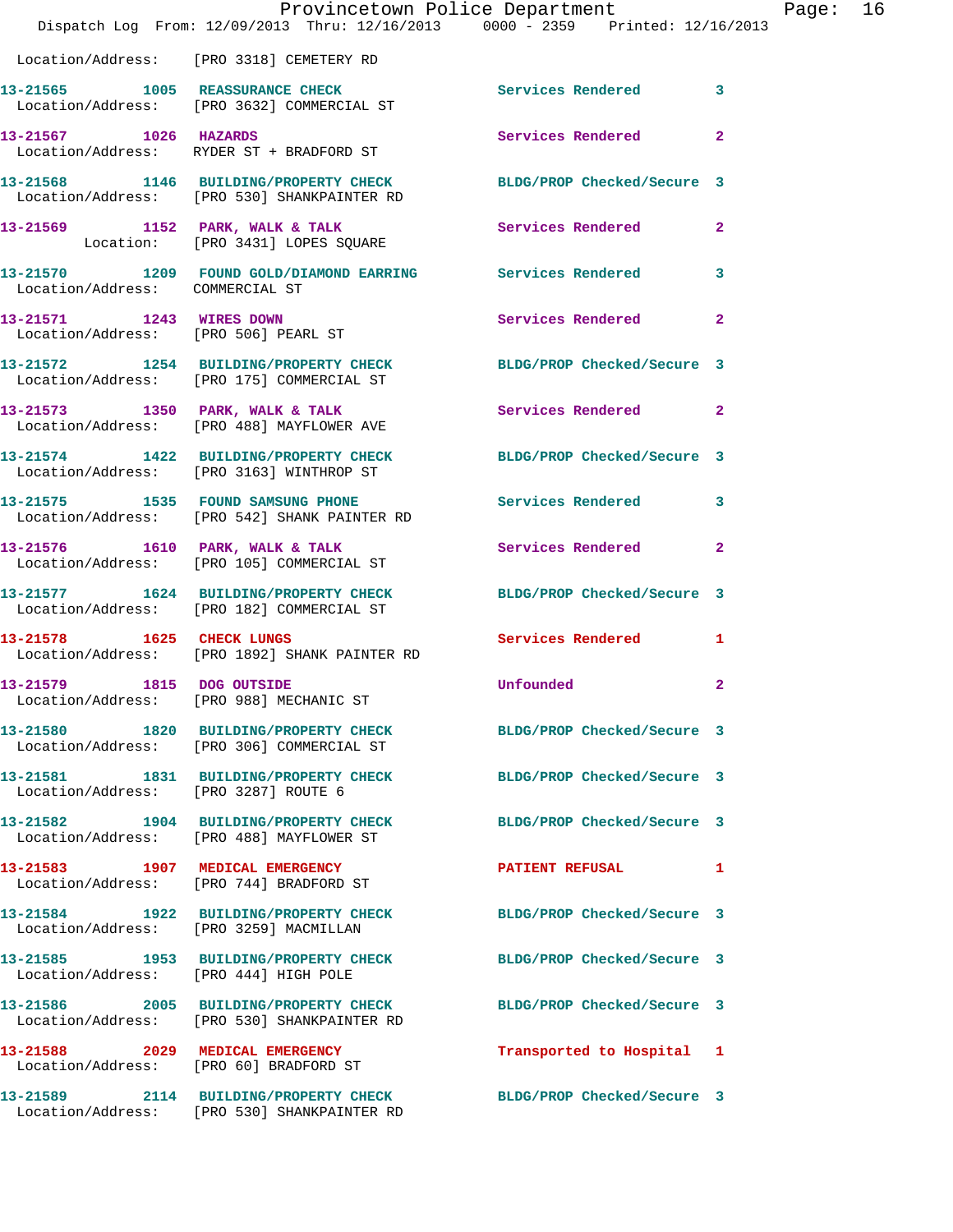Location/Address: [PRO 3318] CEMETERY RD

| Call # | Time | Call Type | Disposition | Priority |
|---|---|---|---|---|
| 13-21565 | 1005 | REASSURANCE CHECK | Services Rendered | 3 |
| | | Location/Address: [PRO 3632] COMMERCIAL ST | | |
| 13-21567 | 1026 | HAZARDS | Services Rendered | 2 |
| | | Location/Address: RYDER ST + BRADFORD ST | | |
| 13-21568 | 1146 | BUILDING/PROPERTY CHECK | BLDG/PROP Checked/Secure | 3 |
| | | Location/Address: [PRO 530] SHANKPAINTER RD | | |
| 13-21569 | 1152 | PARK, WALK & TALK | Services Rendered | 2 |
| | | Location: [PRO 3431] LOPES SQUARE | | |
| 13-21570 | 1209 | FOUND GOLD/DIAMOND EARRING | Services Rendered | 3 |
| | | Location/Address: COMMERCIAL ST | | |
| 13-21571 | 1243 | WIRES DOWN | Services Rendered | 2 |
| | | Location/Address: [PRO 506] PEARL ST | | |
| 13-21572 | 1254 | BUILDING/PROPERTY CHECK | BLDG/PROP Checked/Secure | 3 |
| | | Location/Address: [PRO 175] COMMERCIAL ST | | |
| 13-21573 | 1350 | PARK, WALK & TALK | Services Rendered | 2 |
| | | Location/Address: [PRO 488] MAYFLOWER AVE | | |
| 13-21574 | 1422 | BUILDING/PROPERTY CHECK | BLDG/PROP Checked/Secure | 3 |
| | | Location/Address: [PRO 3163] WINTHROP ST | | |
| 13-21575 | 1535 | FOUND SAMSUNG PHONE | Services Rendered | 3 |
| | | Location/Address: [PRO 542] SHANK PAINTER RD | | |
| 13-21576 | 1610 | PARK, WALK & TALK | Services Rendered | 2 |
| | | Location/Address: [PRO 105] COMMERCIAL ST | | |
| 13-21577 | 1624 | BUILDING/PROPERTY CHECK | BLDG/PROP Checked/Secure | 3 |
| | | Location/Address: [PRO 182] COMMERCIAL ST | | |
| 13-21578 | 1625 | CHECK LUNGS | Services Rendered | 1 |
| | | Location/Address: [PRO 1892] SHANK PAINTER RD | | |
| 13-21579 | 1815 | DOG OUTSIDE | Unfounded | 2 |
| | | Location/Address: [PRO 988] MECHANIC ST | | |
| 13-21580 | 1820 | BUILDING/PROPERTY CHECK | BLDG/PROP Checked/Secure | 3 |
| | | Location/Address: [PRO 306] COMMERCIAL ST | | |
| 13-21581 | 1831 | BUILDING/PROPERTY CHECK | BLDG/PROP Checked/Secure | 3 |
| | | Location/Address: [PRO 3287] ROUTE 6 | | |
| 13-21582 | 1904 | BUILDING/PROPERTY CHECK | BLDG/PROP Checked/Secure | 3 |
| | | Location/Address: [PRO 488] MAYFLOWER ST | | |
| 13-21583 | 1907 | MEDICAL EMERGENCY | PATIENT REFUSAL | 1 |
| | | Location/Address: [PRO 744] BRADFORD ST | | |
| 13-21584 | 1922 | BUILDING/PROPERTY CHECK | BLDG/PROP Checked/Secure | 3 |
| | | Location/Address: [PRO 3259] MACMILLAN | | |
| 13-21585 | 1953 | BUILDING/PROPERTY CHECK | BLDG/PROP Checked/Secure | 3 |
| | | Location/Address: [PRO 444] HIGH POLE | | |
| 13-21586 | 2005 | BUILDING/PROPERTY CHECK | BLDG/PROP Checked/Secure | 3 |
| | | Location/Address: [PRO 530] SHANKPAINTER RD | | |
| 13-21588 | 2029 | MEDICAL EMERGENCY | Transported to Hospital | 1 |
| | | Location/Address: [PRO 60] BRADFORD ST | | |
| 13-21589 | 2114 | BUILDING/PROPERTY CHECK | BLDG/PROP Checked/Secure | 3 |
| | | Location/Address: [PRO 530] SHANKPAINTER RD | | |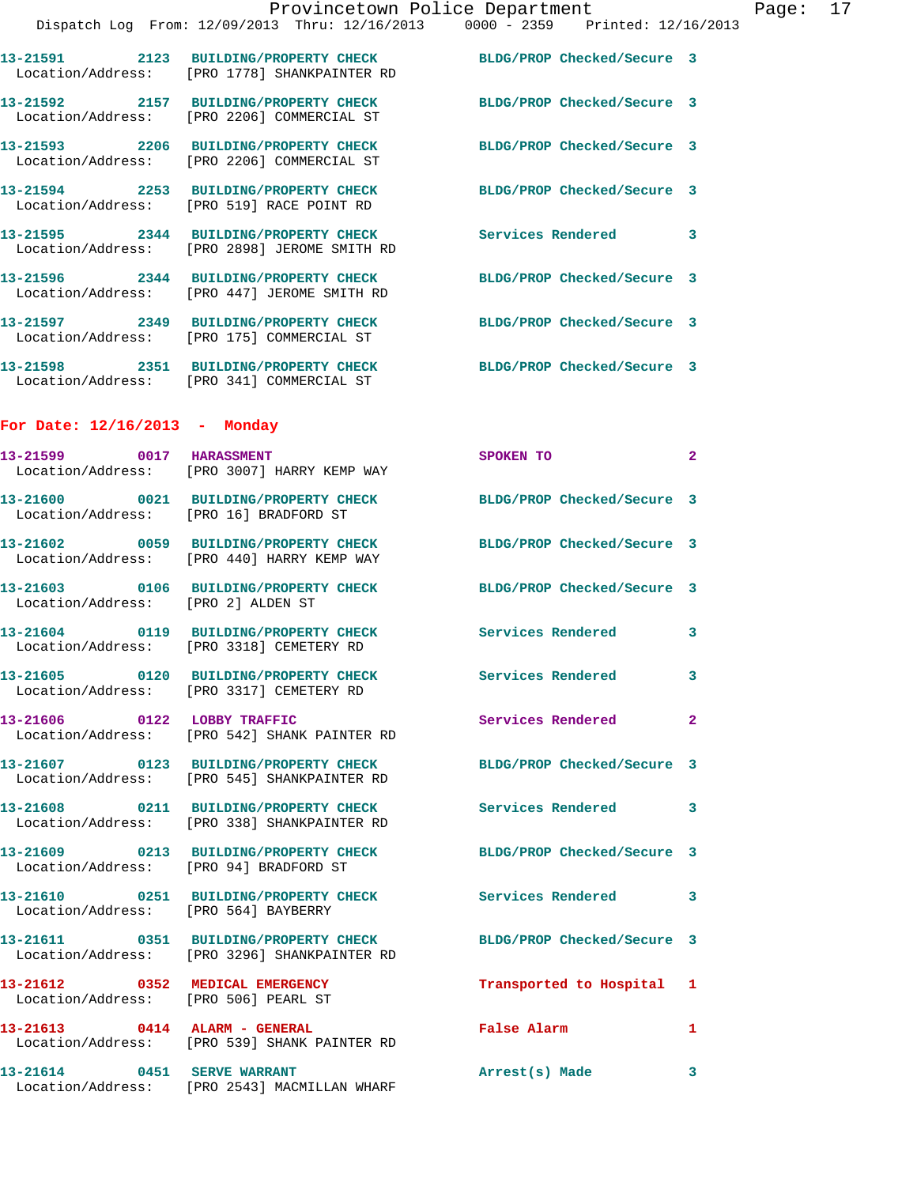13-21591 2123 BUILDING/PROPERTY CHECK BLDG/PROP Checked/Secure 3
Location/Address: [PRO 1778] SHANKPAINTER RD

13-21592 2157 BUILDING/PROPERTY CHECK BLDG/PROP Checked/Secure 3
Location/Address: [PRO 2206] COMMERCIAL ST

13-21593 2206 BUILDING/PROPERTY CHECK BLDG/PROP Checked/Secure 3
Location/Address: [PRO 2206] COMMERCIAL ST

13-21594 2253 BUILDING/PROPERTY CHECK BLDG/PROP Checked/Secure 3
Location/Address: [PRO 519] RACE POINT RD

13-21595 2344 BUILDING/PROPERTY CHECK Services Rendered 3
Location/Address: [PRO 2898] JEROME SMITH RD

13-21596 2344 BUILDING/PROPERTY CHECK BLDG/PROP Checked/Secure 3
Location/Address: [PRO 447] JEROME SMITH RD

13-21597 2349 BUILDING/PROPERTY CHECK BLDG/PROP Checked/Secure 3
Location/Address: [PRO 175] COMMERCIAL ST

13-21598 2351 BUILDING/PROPERTY CHECK BLDG/PROP Checked/Secure 3
Location/Address: [PRO 341] COMMERCIAL ST

**For Date: 12/16/2013 - Monday**

13-21599 0017 HARASSMENT SPOKEN TO 2
Location/Address: [PRO 3007] HARRY KEMP WAY

13-21600 0021 BUILDING/PROPERTY CHECK BLDG/PROP Checked/Secure 3
Location/Address: [PRO 16] BRADFORD ST

13-21602 0059 BUILDING/PROPERTY CHECK BLDG/PROP Checked/Secure 3
Location/Address: [PRO 440] HARRY KEMP WAY

13-21603 0106 BUILDING/PROPERTY CHECK BLDG/PROP Checked/Secure 3
Location/Address: [PRO 2] ALDEN ST

13-21604 0119 BUILDING/PROPERTY CHECK Services Rendered 3
Location/Address: [PRO 3318] CEMETERY RD

13-21605 0120 BUILDING/PROPERTY CHECK Services Rendered 3
Location/Address: [PRO 3317] CEMETERY RD

13-21606 0122 LOBBY TRAFFIC Services Rendered 2
Location/Address: [PRO 542] SHANK PAINTER RD

13-21607 0123 BUILDING/PROPERTY CHECK BLDG/PROP Checked/Secure 3
Location/Address: [PRO 545] SHANKPAINTER RD

13-21608 0211 BUILDING/PROPERTY CHECK Services Rendered 3
Location/Address: [PRO 338] SHANKPAINTER RD

13-21609 0213 BUILDING/PROPERTY CHECK BLDG/PROP Checked/Secure 3
Location/Address: [PRO 94] BRADFORD ST

13-21610 0251 BUILDING/PROPERTY CHECK Services Rendered 3
Location/Address: [PRO 564] BAYBERRY

13-21611 0351 BUILDING/PROPERTY CHECK BLDG/PROP Checked/Secure 3
Location/Address: [PRO 3296] SHANKPAINTER RD

13-21612 0352 MEDICAL EMERGENCY Transported to Hospital 1
Location/Address: [PRO 506] PEARL ST

13-21613 0414 ALARM - GENERAL False Alarm 1
Location/Address: [PRO 539] SHANK PAINTER RD

13-21614 0451 SERVE WARRANT Arrest(s) Made 3
Location/Address: [PRO 2543] MACMILLAN WHARF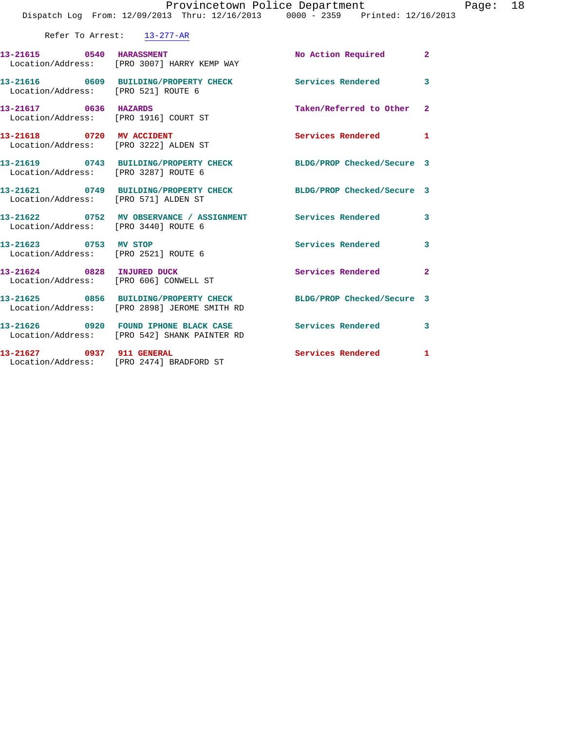Refer To Arrest: 13-277-AR

13-21615 0540 HARASSMENT No Action Required 2
Location/Address: [PRO 3007] HARRY KEMP WAY

13-21616 0609 BUILDING/PROPERTY CHECK Services Rendered 3
Location/Address: [PRO 521] ROUTE 6

13-21617 0636 HAZARDS Taken/Referred to Other 2
Location/Address: [PRO 1916] COURT ST

13-21618 0720 MV ACCIDENT Services Rendered 1
Location/Address: [PRO 3222] ALDEN ST

13-21619 0743 BUILDING/PROPERTY CHECK BLDG/PROP Checked/Secure 3
Location/Address: [PRO 3287] ROUTE 6

13-21621 0749 BUILDING/PROPERTY CHECK BLDG/PROP Checked/Secure 3
Location/Address: [PRO 571] ALDEN ST

13-21622 0752 MV OBSERVANCE / ASSIGNMENT Services Rendered 3
Location/Address: [PRO 3440] ROUTE 6

13-21623 0753 MV STOP Services Rendered 3
Location/Address: [PRO 2521] ROUTE 6

13-21624 0828 INJURED DUCK Services Rendered 2
Location/Address: [PRO 606] CONWELL ST

13-21625 0856 BUILDING/PROPERTY CHECK BLDG/PROP Checked/Secure 3
Location/Address: [PRO 2898] JEROME SMITH RD

13-21626 0920 FOUND IPHONE BLACK CASE Services Rendered 3
Location/Address: [PRO 542] SHANK PAINTER RD

13-21627 0937 911 GENERAL Services Rendered 1
Location/Address: [PRO 2474] BRADFORD ST